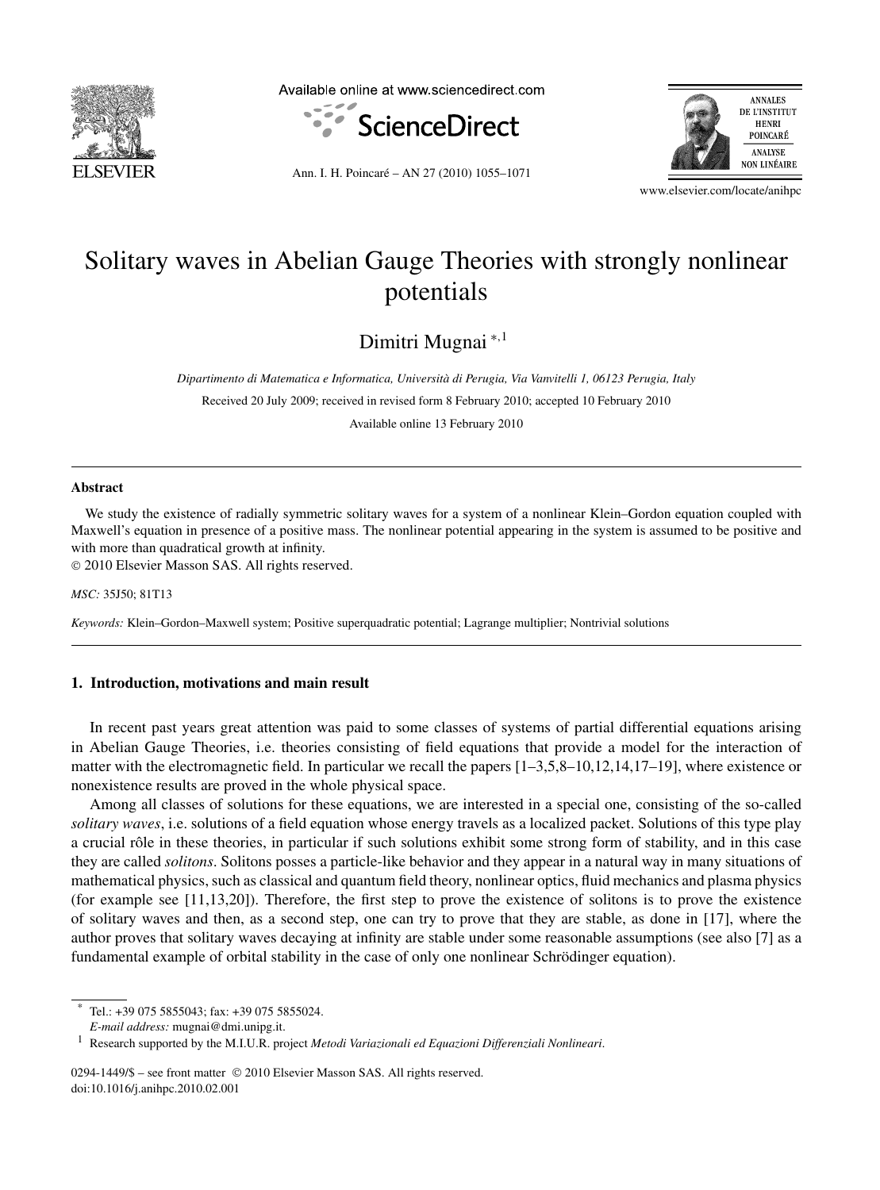# Solitary waves in Abelian Gauge Theories with strongly nonlinear potentials

Dimitri Mugnai [*,1]

*Dipartimento di Matematica e Informatica, Università di Perugia, Via Vanvitelli 1, 06123 Perugia, Italy*

Received 20 July 2009; received in revised form 8 February 2010; accepted 10 February 2010

Available online 13 February 2010

---

**Abstract**

We study the existence of radially symmetric solitary waves for a system of a nonlinear Klein–Gordon equation coupled with Maxwell's equation in presence of a positive mass. The nonlinear potential appearing in the system is assumed to be positive and with more than quadratical growth at infinity.

© 2010 Elsevier Masson SAS. All rights reserved.

*MSC:* 35J50; 81T13

*Keywords:* Klein–Gordon–Maxwell system; Positive superquadratic potential; Lagrange multiplier; Nontrivial solutions

---

## 1. Introduction, motivations and main result

In recent past years great attention was paid to some classes of systems of partial differential equations arising in Abelian Gauge Theories, i.e. theories consisting of field equations that provide a model for the interaction of matter with the electromagnetic field. In particular we recall the papers [1–3,5,8–10,12,14,17–19], where existence or nonexistence results are proved in the whole physical space.

Among all classes of solutions for these equations, we are interested in a special one, consisting of the so-called *solitary waves*, i.e. solutions of a field equation whose energy travels as a localized packet. Solutions of this type play a crucial rôle in these theories, in particular if such solutions exhibit some strong form of stability, and in this case they are called *solitons*. Solitons posses a particle-like behavior and they appear in a natural way in many situations of mathematical physics, such as classical and quantum field theory, nonlinear optics, fluid mechanics and plasma physics (for example see [11,13,20]). Therefore, the first step to prove the existence of solitons is to prove the existence of solitary waves and then, as a second step, one can try to prove that they are stable, as done in [17], where the author proves that solitary waves decaying at infinity are stable under some reasonable assumptions (see also [7] as a fundamental example of orbital stability in the case of only one nonlinear Schrödinger equation).

---

[*] Tel.: +39 075 5855043; fax: +39 075 5855024.
*E-mail address:* mugnai@dmi.unipg.it.

[1] Research supported by the M.I.U.R. project *Metodi Variazionali ed Equazioni Differenziali Nonlineari*.

0294-1449/$ – see front matter © 2010 Elsevier Masson SAS. All rights reserved.
doi:10.1016/j.anihpc.2010.02.001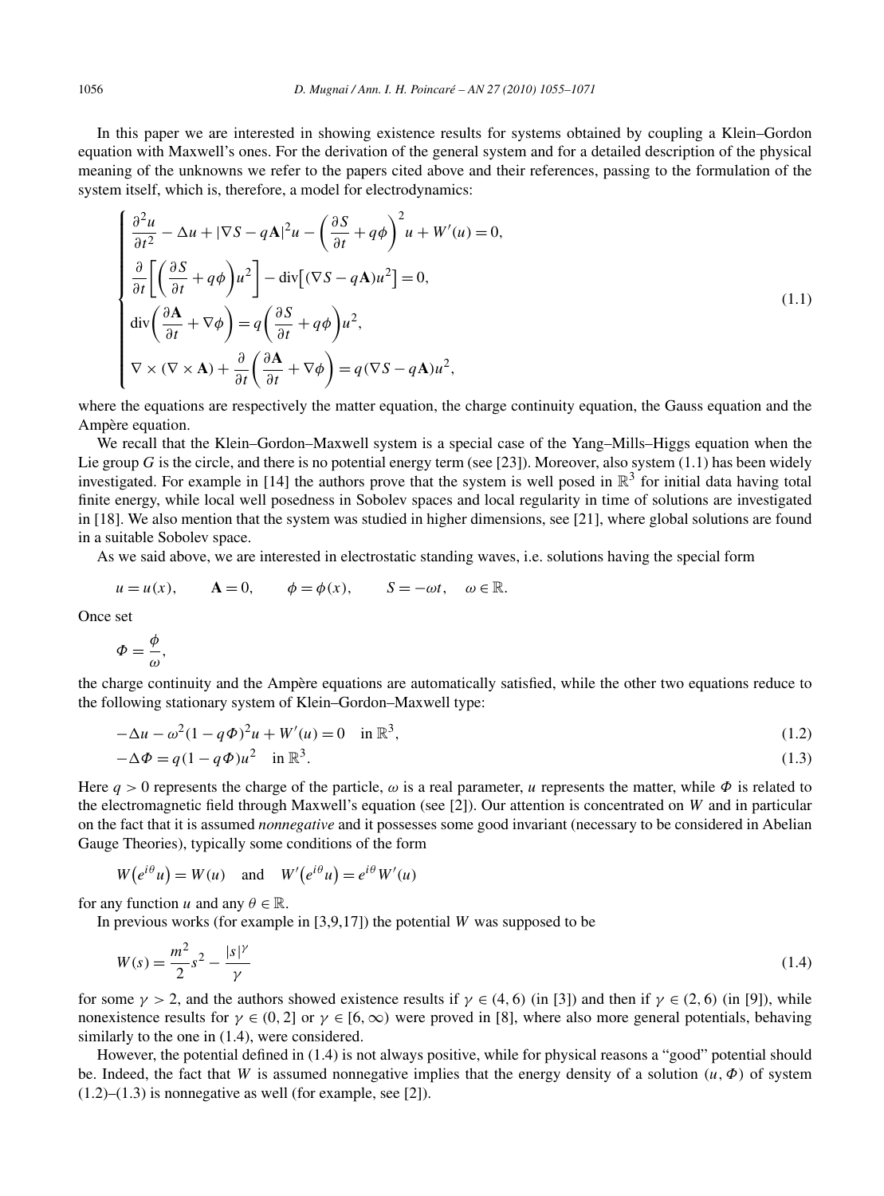In this paper we are interested in showing existence results for systems obtained by coupling a Klein–Gordon equation with Maxwell's ones. For the derivation of the general system and for a detailed description of the physical meaning of the unknowns we refer to the papers cited above and their references, passing to the formulation of the system itself, which is, therefore, a model for electrodynamics:

$$
\begin{cases}
\dfrac{\partial^2 u}{\partial t^2} - \Delta u + |\nabla S - q\mathbf{A}|^2 u - \left(\dfrac{\partial S}{\partial t} + q\phi\right)^2 u + W'(u) = 0, \\[2ex]
\dfrac{\partial}{\partial t}\left[\left(\dfrac{\partial S}{\partial t} + q\phi\right)u^2\right] - \operatorname{div}\left[(\nabla S - q\mathbf{A})u^2\right] = 0, \\[2ex]
\operatorname{div}\left(\dfrac{\partial \mathbf{A}}{\partial t} + \nabla\phi\right) = q\left(\dfrac{\partial S}{\partial t} + q\phi\right)u^2, \\[2ex]
\nabla \times (\nabla \times \mathbf{A}) + \dfrac{\partial}{\partial t}\left(\dfrac{\partial \mathbf{A}}{\partial t} + \nabla\phi\right) = q(\nabla S - q\mathbf{A})u^2,
\end{cases}
\tag{1.1}
$$

where the equations are respectively the matter equation, the charge continuity equation, the Gauss equation and the Ampère equation.

We recall that the Klein–Gordon–Maxwell system is a special case of the Yang–Mills–Higgs equation when the Lie group $G$ is the circle, and there is no potential energy term (see [23]). Moreover, also system (1.1) has been widely investigated. For example in [14] the authors prove that the system is well posed in $\mathbb{R}^3$ for initial data having total finite energy, while local well posedness in Sobolev spaces and local regularity in time of solutions are investigated in [18]. We also mention that the system was studied in higher dimensions, see [21], where global solutions are found in a suitable Sobolev space.

As we said above, we are interested in electrostatic standing waves, i.e. solutions having the special form

$$
u = u(x), \qquad \mathbf{A} = 0, \qquad \phi = \phi(x), \qquad S = -\omega t, \quad \omega \in \mathbb{R}.
$$

Once set

$$
\Phi = \frac{\phi}{\omega},
$$

the charge continuity and the Ampère equations are automatically satisfied, while the other two equations reduce to the following stationary system of Klein–Gordon–Maxwell type:

$$
-\Delta u - \omega^2(1 - q\Phi)^2 u + W'(u) = 0 \quad \text{in } \mathbb{R}^3, \tag{1.2}
$$

$$
-\Delta \Phi = q(1 - q\Phi)u^2 \quad \text{in } \mathbb{R}^3. \tag{1.3}
$$

Here $q > 0$ represents the charge of the particle, $\omega$ is a real parameter, $u$ represents the matter, while $\Phi$ is related to the electromagnetic field through Maxwell's equation (see [2]). Our attention is concentrated on $W$ and in particular on the fact that it is assumed *nonnegative* and it possesses some good invariant (necessary to be considered in Abelian Gauge Theories), typically some conditions of the form

$$
W\left(e^{i\theta}u\right) = W(u) \quad \text{and} \quad W'\left(e^{i\theta}u\right) = e^{i\theta}W'(u)
$$

for any function $u$ and any $\theta \in \mathbb{R}$.

In previous works (for example in [3,9,17]) the potential $W$ was supposed to be

$$
W(s) = \frac{m^2}{2}s^2 - \frac{|s|^\gamma}{\gamma} \tag{1.4}
$$

for some $\gamma > 2$, and the authors showed existence results if $\gamma \in (4,6)$ (in [3]) and then if $\gamma \in (2,6)$ (in [9]), while nonexistence results for $\gamma \in (0,2]$ or $\gamma \in [6,\infty)$ were proved in [8], where also more general potentials, behaving similarly to the one in (1.4), were considered.

However, the potential defined in (1.4) is not always positive, while for physical reasons a "good" potential should be. Indeed, the fact that $W$ is assumed nonnegative implies that the energy density of a solution $(u, \Phi)$ of system (1.2)–(1.3) is nonnegative as well (for example, see [2]).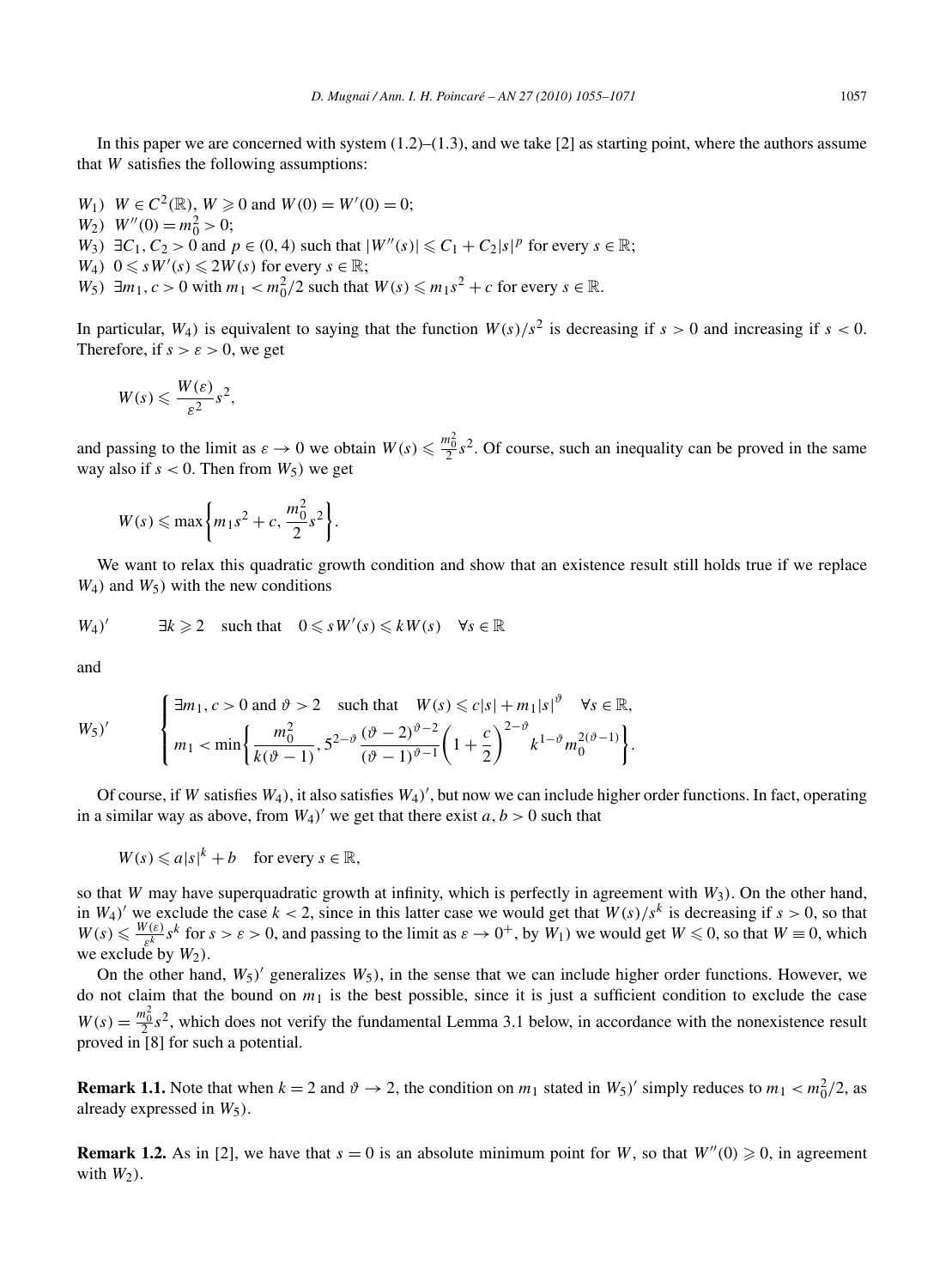In this paper we are concerned with system (1.2)–(1.3), and we take [2] as starting point, where the authors assume that $W$ satisfies the following assumptions:

$W_1$) $W \in C^2(\mathbb{R})$, $W \geqslant 0$ and $W(0) = W'(0) = 0$;
$W_2$) $W''(0) = m_0^2 > 0$;
$W_3$) $\exists C_1, C_2 > 0$ and $p \in (0,4)$ such that $|W''(s)| \leqslant C_1 + C_2|s|^p$ for every $s \in \mathbb{R}$;
$W_4$) $0 \leqslant sW'(s) \leqslant 2W(s)$ for every $s \in \mathbb{R}$;
$W_5$) $\exists m_1, c > 0$ with $m_1 < m_0^2/2$ such that $W(s) \leqslant m_1 s^2 + c$ for every $s \in \mathbb{R}$.

In particular, $W_4$) is equivalent to saying that the function $W(s)/s^2$ is decreasing if $s > 0$ and increasing if $s < 0$. Therefore, if $s > \varepsilon > 0$, we get

$$W(s) \leqslant \frac{W(\varepsilon)}{\varepsilon^2} s^2,$$

and passing to the limit as $\varepsilon \to 0$ we obtain $W(s) \leqslant \frac{m_0^2}{2} s^2$. Of course, such an inequality can be proved in the same way also if $s < 0$. Then from $W_5$) we get

$$W(s) \leqslant \max\left\{ m_1 s^2 + c, \frac{m_0^2}{2} s^2 \right\}.$$

We want to relax this quadratic growth condition and show that an existence result still holds true if we replace $W_4$) and $W_5$) with the new conditions

$$W_4)' \qquad \exists k \geqslant 2 \quad \text{such that} \quad 0 \leqslant sW'(s) \leqslant kW(s) \quad \forall s \in \mathbb{R}$$

and

$$W_5)' \qquad \begin{cases} \exists m_1, c > 0 \text{ and } \vartheta > 2 \quad \text{such that} \quad W(s) \leqslant c|s| + m_1|s|^{\vartheta} \quad \forall s \in \mathbb{R}, \\ m_1 < \min\left\{ \dfrac{m_0^2}{k(\vartheta - 1)}, 5^{2-\vartheta} \dfrac{(\vartheta-2)^{\vartheta-2}}{(\vartheta-1)^{\vartheta-1}} \left(1 + \dfrac{c}{2}\right)^{2-\vartheta} k^{1-\vartheta} m_0^{2(\vartheta-1)} \right\}. \end{cases}$$

Of course, if $W$ satisfies $W_4$), it also satisfies $W_4)'$, but now we can include higher order functions. In fact, operating in a similar way as above, from $W_4)'$ we get that there exist $a, b > 0$ such that

$$W(s) \leqslant a|s|^k + b \quad \text{for every } s \in \mathbb{R},$$

so that $W$ may have superquadratic growth at infinity, which is perfectly in agreement with $W_3$). On the other hand, in $W_4)'$ we exclude the case $k < 2$, since in this latter case we would get that $W(s)/s^k$ is decreasing if $s > 0$, so that $W(s) \leqslant \frac{W(\varepsilon)}{\varepsilon^k} s^k$ for $s > \varepsilon > 0$, and passing to the limit as $\varepsilon \to 0^+$, by $W_1$) we would get $W \leqslant 0$, so that $W \equiv 0$, which we exclude by $W_2$).

On the other hand, $W_5)'$ generalizes $W_5$), in the sense that we can include higher order functions. However, we do not claim that the bound on $m_1$ is the best possible, since it is just a sufficient condition to exclude the case $W(s) = \frac{m_0^2}{2} s^2$, which does not verify the fundamental Lemma 3.1 below, in accordance with the nonexistence result proved in [8] for such a potential.

**Remark 1.1.** Note that when $k = 2$ and $\vartheta \to 2$, the condition on $m_1$ stated in $W_5)'$ simply reduces to $m_1 < m_0^2/2$, as already expressed in $W_5$).

**Remark 1.2.** As in [2], we have that $s = 0$ is an absolute minimum point for $W$, so that $W''(0) \geqslant 0$, in agreement with $W_2$).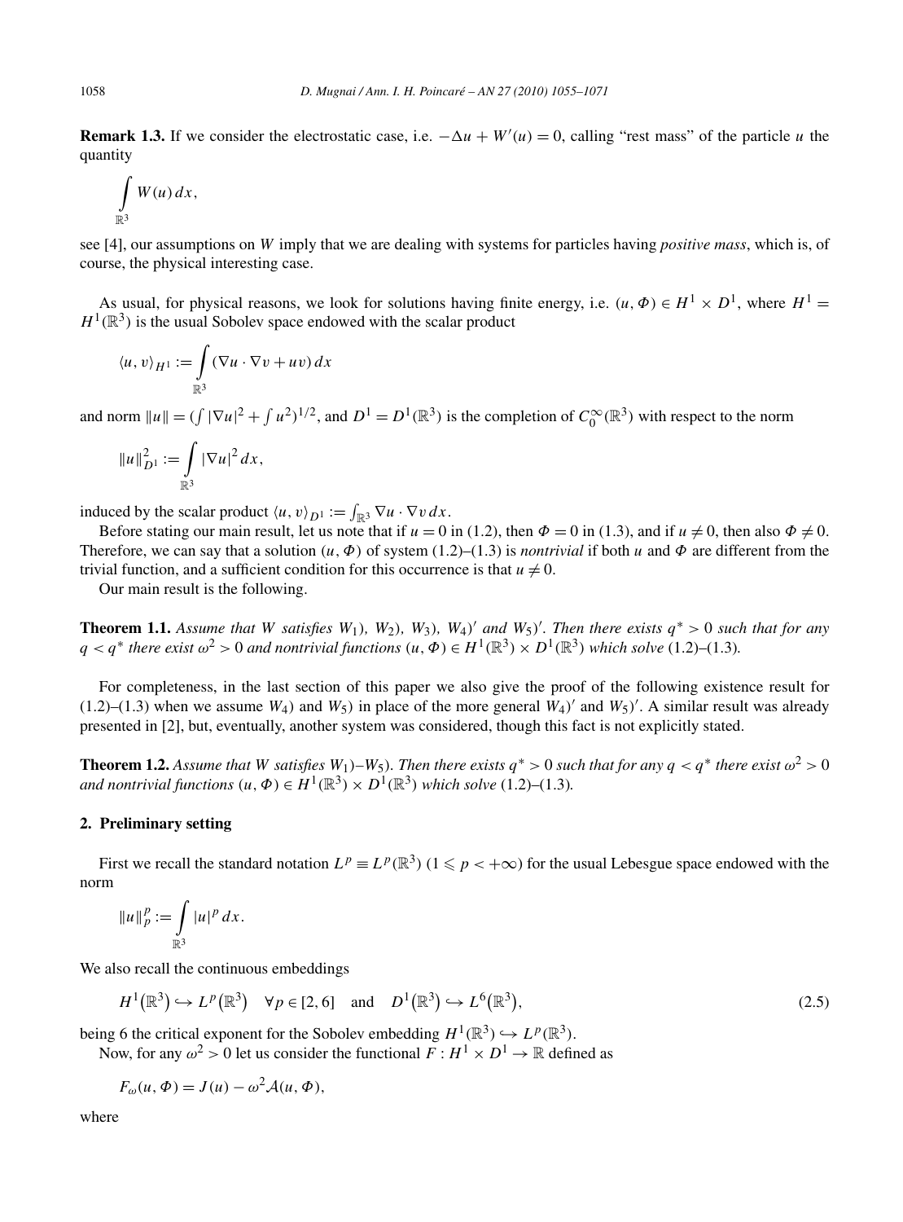**Remark 1.3.** If we consider the electrostatic case, i.e. $-\Delta u + W'(u) = 0$, calling "rest mass" of the particle $u$ the quantity

$$\int_{\mathbb{R}^3} W(u)\,dx,$$

see [4], our assumptions on $W$ imply that we are dealing with systems for particles having *positive mass*, which is, of course, the physical interesting case.

As usual, for physical reasons, we look for solutions having finite energy, i.e. $(u, \Phi) \in H^1 \times D^1$, where $H^1 = H^1(\mathbb{R}^3)$ is the usual Sobolev space endowed with the scalar product

$$\langle u, v\rangle_{H^1} := \int_{\mathbb{R}^3} (\nabla u \cdot \nabla v + uv)\,dx$$

and norm $\|u\| = (\int |\nabla u|^2 + \int u^2)^{1/2}$, and $D^1 = D^1(\mathbb{R}^3)$ is the completion of $C_0^\infty(\mathbb{R}^3)$ with respect to the norm

$$\|u\|_{D^1}^2 := \int_{\mathbb{R}^3} |\nabla u|^2\,dx,$$

induced by the scalar product $\langle u, v\rangle_{D^1} := \int_{\mathbb{R}^3} \nabla u \cdot \nabla v\,dx$.

Before stating our main result, let us note that if $u = 0$ in (1.2), then $\Phi = 0$ in (1.3), and if $u \neq 0$, then also $\Phi \neq 0$. Therefore, we can say that a solution $(u, \Phi)$ of system (1.2)–(1.3) is *nontrivial* if both $u$ and $\Phi$ are different from the trivial function, and a sufficient condition for this occurrence is that $u \neq 0$.

Our main result is the following.

**Theorem 1.1.** *Assume that $W$ satisfies $W_1)$, $W_2)$, $W_3)$, $W_4)'$ and $W_5)'$. Then there exists $q^* > 0$ such that for any $q < q^*$ there exist $\omega^2 > 0$ and nontrivial functions $(u, \Phi) \in H^1(\mathbb{R}^3) \times D^1(\mathbb{R}^3)$ which solve* (1.2)–(1.3)*.*

For completeness, in the last section of this paper we also give the proof of the following existence result for (1.2)–(1.3) when we assume $W_4)$ and $W_5)$ in place of the more general $W_4)'$ and $W_5)'$. A similar result was already presented in [2], but, eventually, another system was considered, though this fact is not explicitly stated.

**Theorem 1.2.** *Assume that $W$ satisfies $W_1)$–$W_5)$. Then there exists $q^* > 0$ such that for any $q < q^*$ there exist $\omega^2 > 0$ and nontrivial functions $(u, \Phi) \in H^1(\mathbb{R}^3) \times D^1(\mathbb{R}^3)$ which solve* (1.2)–(1.3)*.*

## 2. Preliminary setting

First we recall the standard notation $L^p \equiv L^p(\mathbb{R}^3)$ $(1 \leqslant p < +\infty)$ for the usual Lebesgue space endowed with the norm

$$\|u\|_p^p := \int_{\mathbb{R}^3} |u|^p\,dx.$$

We also recall the continuous embeddings

$$H^1(\mathbb{R}^3) \hookrightarrow L^p(\mathbb{R}^3) \quad \forall p \in [2, 6] \quad \text{and} \quad D^1(\mathbb{R}^3) \hookrightarrow L^6(\mathbb{R}^3), \tag{2.5}$$

being 6 the critical exponent for the Sobolev embedding $H^1(\mathbb{R}^3) \hookrightarrow L^p(\mathbb{R}^3)$.

Now, for any $\omega^2 > 0$ let us consider the functional $F : H^1 \times D^1 \to \mathbb{R}$ defined as

$$F_\omega(u, \Phi) = J(u) - \omega^2 \mathcal{A}(u, \Phi),$$

where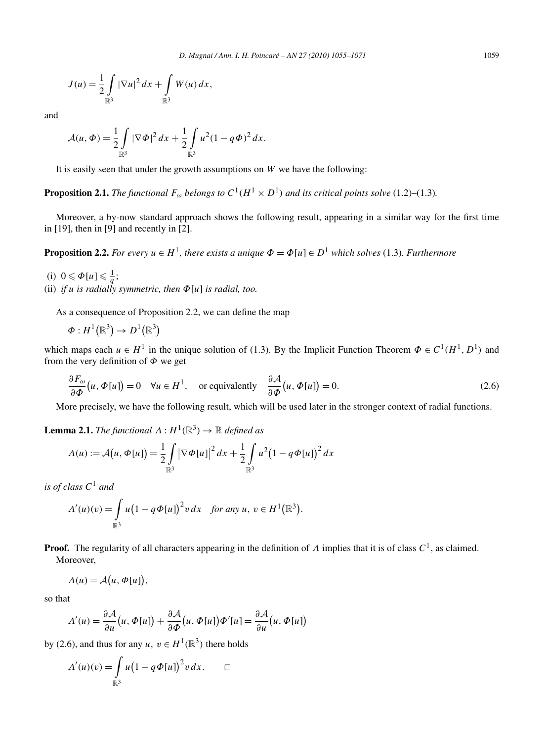$$J(u) = \frac{1}{2}\int_{\mathbb{R}^3} |\nabla u|^2\,dx + \int_{\mathbb{R}^3} W(u)\,dx,$$

and

$$\mathcal{A}(u,\Phi) = \frac{1}{2}\int_{\mathbb{R}^3} |\nabla \Phi|^2\,dx + \frac{1}{2}\int_{\mathbb{R}^3} u^2(1-q\Phi)^2\,dx.$$

It is easily seen that under the growth assumptions on $W$ we have the following:

**Proposition 2.1.** *The functional $F_\omega$ belongs to $C^1(H^1 \times D^1)$ and its critical points solve* (1.2)–(1.3)*.*

Moreover, a by-now standard approach shows the following result, appearing in a similar way for the first time in [19], then in [9] and recently in [2].

**Proposition 2.2.** *For every $u \in H^1$, there exists a unique $\Phi = \Phi[u] \in D^1$ which solves* (1.3)*. Furthermore*

(i) $0 \leqslant \Phi[u] \leqslant \frac{1}{q}$;
(ii) *if $u$ is radially symmetric, then $\Phi[u]$ is radial, too.*

As a consequence of Proposition 2.2, we can define the map

$$\Phi : H^1(\mathbb{R}^3) \to D^1(\mathbb{R}^3)$$

which maps each $u \in H^1$ in the unique solution of (1.3). By the Implicit Function Theorem $\Phi \in C^1(H^1, D^1)$ and from the very definition of $\Phi$ we get

$$\frac{\partial F_\omega}{\partial \Phi}(u,\Phi[u]) = 0 \quad \forall u \in H^1, \quad \text{or equivalently} \quad \frac{\partial \mathcal{A}}{\partial \Phi}(u,\Phi[u]) = 0. \tag{2.6}$$

More precisely, we have the following result, which will be used later in the stronger context of radial functions.

**Lemma 2.1.** *The functional $\Lambda : H^1(\mathbb{R}^3) \to \mathbb{R}$ defined as*

$$\Lambda(u) := \mathcal{A}(u,\Phi[u]) = \frac{1}{2}\int_{\mathbb{R}^3} \left|\nabla \Phi[u]\right|^2 dx + \frac{1}{2}\int_{\mathbb{R}^3} u^2\left(1-q\Phi[u]\right)^2 dx$$

*is of class $C^1$ and*

$$\Lambda'(u)(v) = \int_{\mathbb{R}^3} u\left(1-q\Phi[u]\right)^2 v\,dx \quad \text{for any } u,\ v \in H^1(\mathbb{R}^3).$$

**Proof.** The regularity of all characters appearing in the definition of $\Lambda$ implies that it is of class $C^1$, as claimed.
Moreover,

$$\Lambda(u) = \mathcal{A}(u,\Phi[u]),$$

so that

$$\Lambda'(u) = \frac{\partial \mathcal{A}}{\partial u}(u,\Phi[u]) + \frac{\partial \mathcal{A}}{\partial \Phi}(u,\Phi[u])\Phi'[u] = \frac{\partial \mathcal{A}}{\partial u}(u,\Phi[u])$$

by (2.6), and thus for any $u,\ v \in H^1(\mathbb{R}^3)$ there holds

$$\Lambda'(u)(v) = \int_{\mathbb{R}^3} u\left(1-q\Phi[u]\right)^2 v\,dx. \qquad \square$$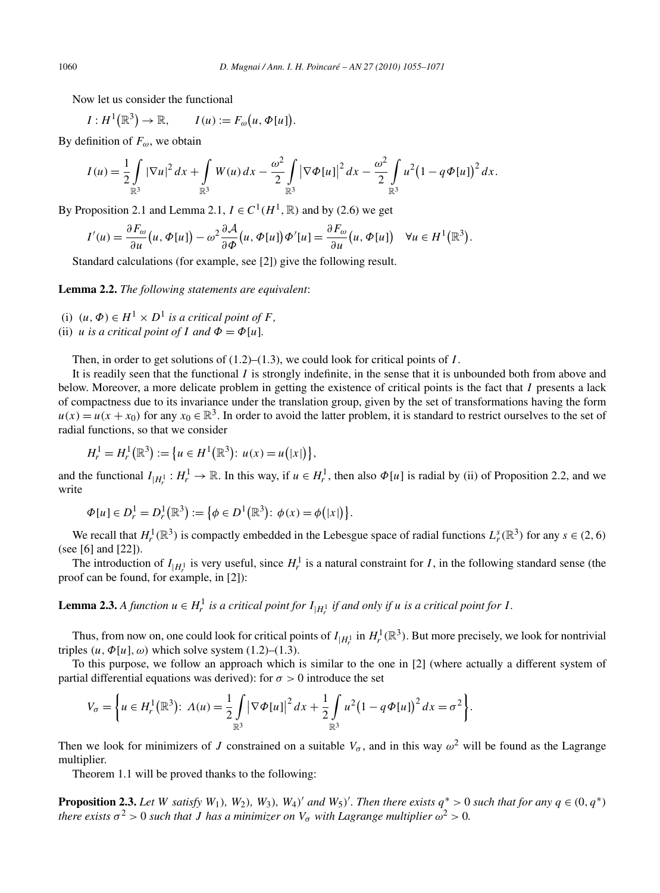Now let us consider the functional

$$I : H^1(\mathbb{R}^3) \to \mathbb{R}, \qquad I(u) := F_\omega\big(u, \Phi[u]\big).$$

By definition of $F_\omega$, we obtain

$$I(u) = \frac{1}{2}\int_{\mathbb{R}^3} |\nabla u|^2\,dx + \int_{\mathbb{R}^3} W(u)\,dx - \frac{\omega^2}{2}\int_{\mathbb{R}^3} \big|\nabla\Phi[u]\big|^2\,dx - \frac{\omega^2}{2}\int_{\mathbb{R}^3} u^2\big(1 - q\Phi[u]\big)^2\,dx.$$

By Proposition 2.1 and Lemma 2.1, $I \in C^1(H^1, \mathbb{R})$ and by (2.6) we get

$$I'(u) = \frac{\partial F_\omega}{\partial u}\big(u, \Phi[u]\big) - \omega^2 \frac{\partial \mathcal{A}}{\partial \Phi}\big(u, \Phi[u]\big)\Phi'[u] = \frac{\partial F_\omega}{\partial u}\big(u, \Phi[u]\big) \quad \forall u \in H^1(\mathbb{R}^3).$$

Standard calculations (for example, see [2]) give the following result.

**Lemma 2.2.** *The following statements are equivalent*:

(i) $(u, \Phi) \in H^1 \times D^1$ *is a critical point of* $F$,
(ii) $u$ *is a critical point of* $I$ *and* $\Phi = \Phi[u]$.

Then, in order to get solutions of (1.2)–(1.3), we could look for critical points of $I$.

It is readily seen that the functional $I$ is strongly indefinite, in the sense that it is unbounded both from above and below. Moreover, a more delicate problem in getting the existence of critical points is the fact that $I$ presents a lack of compactness due to its invariance under the translation group, given by the set of transformations having the form $u(x) = u(x + x_0)$ for any $x_0 \in \mathbb{R}^3$. In order to avoid the latter problem, it is standard to restrict ourselves to the set of radial functions, so that we consider

$$H^1_r = H^1_r(\mathbb{R}^3) := \big\{u \in H^1(\mathbb{R}^3):\ u(x) = u(|x|)\big\},$$

and the functional $I_{|H^1_r} : H^1_r \to \mathbb{R}$. In this way, if $u \in H^1_r$, then also $\Phi[u]$ is radial by (ii) of Proposition 2.2, and we write

$$\Phi[u] \in D^1_r = D^1_r(\mathbb{R}^3) := \big\{\phi \in D^1(\mathbb{R}^3):\ \phi(x) = \phi(|x|)\big\}.$$

We recall that $H^1_r(\mathbb{R}^3)$ is compactly embedded in the Lebesgue space of radial functions $L^s_r(\mathbb{R}^3)$ for any $s \in (2, 6)$ (see [6] and [22]).

The introduction of $I_{|H^1_r}$ is very useful, since $H^1_r$ is a natural constraint for $I$, in the following standard sense (the proof can be found, for example, in [2]):

**Lemma 2.3.** *A function* $u \in H^1_r$ *is a critical point for* $I_{|H^1_r}$ *if and only if* $u$ *is a critical point for* $I$.

Thus, from now on, one could look for critical points of $I_{|H^1_r}$ in $H^1_r(\mathbb{R}^3)$. But more precisely, we look for nontrivial triples $(u, \Phi[u], \omega)$ which solve system (1.2)–(1.3).

To this purpose, we follow an approach which is similar to the one in [2] (where actually a different system of partial differential equations was derived): for $\sigma > 0$ introduce the set

$$V_\sigma = \left\{u \in H^1_r(\mathbb{R}^3):\ \Lambda(u) = \frac{1}{2}\int_{\mathbb{R}^3} \big|\nabla\Phi[u]\big|^2\,dx + \frac{1}{2}\int_{\mathbb{R}^3} u^2\big(1 - q\Phi[u]\big)^2\,dx = \sigma^2\right\}.$$

Then we look for minimizers of $J$ constrained on a suitable $V_\sigma$, and in this way $\omega^2$ will be found as the Lagrange multiplier.

Theorem 1.1 will be proved thanks to the following:

**Proposition 2.3.** *Let* $W$ *satisfy* $W_1$), $W_2$), $W_3$), $W_4$)$'$ *and* $W_5$)$'$. *Then there exists* $q^* > 0$ *such that for any* $q \in (0, q^*)$ *there exists* $\sigma^2 > 0$ *such that* $J$ *has a minimizer on* $V_\sigma$ *with Lagrange multiplier* $\omega^2 > 0$.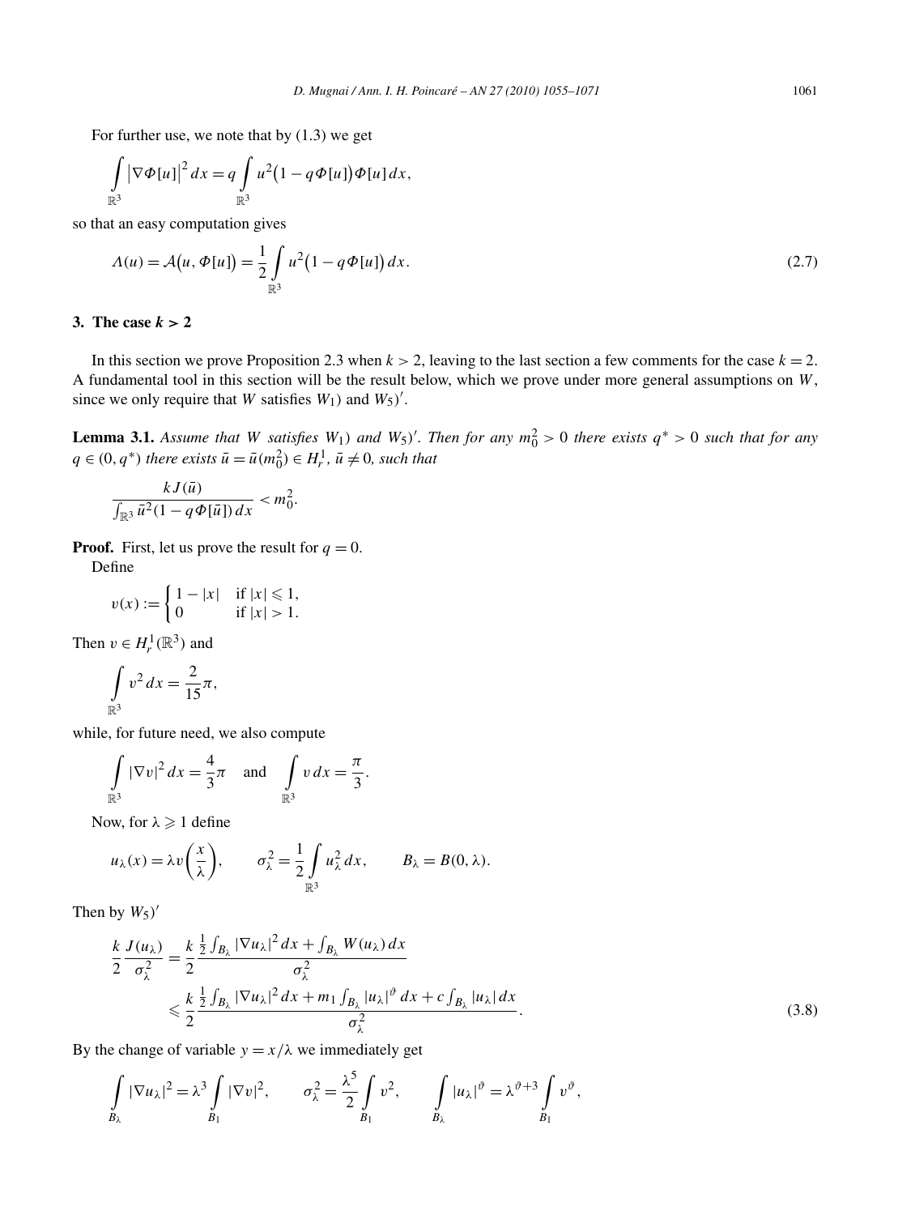For further use, we note that by (1.3) we get

$$\int_{\mathbb{R}^3} \left|\nabla \Phi[u]\right|^2 dx = q \int_{\mathbb{R}^3} u^2\left(1 - q\Phi[u]\right)\Phi[u]\, dx,$$

so that an easy computation gives

$$\Lambda(u) = \mathcal{A}\left(u, \Phi[u]\right) = \frac{1}{2}\int_{\mathbb{R}^3} u^2\left(1 - q\Phi[u]\right) dx. \tag{2.7}$$

## 3. The case $k > 2$

In this section we prove Proposition 2.3 when $k > 2$, leaving to the last section a few comments for the case $k = 2$. A fundamental tool in this section will be the result below, which we prove under more general assumptions on $W$, since we only require that $W$ satisfies $W_1)$ and $W_5)'$.

**Lemma 3.1.** *Assume that $W$ satisfies $W_1)$ and $W_5)'$. Then for any $m_0^2 > 0$ there exists $q^* > 0$ such that for any $q \in (0, q^*)$ there exists $\bar{u} = \bar{u}(m_0^2) \in H_r^1$, $\bar{u} \neq 0$, such that*

$$\frac{kJ(\bar{u})}{\int_{\mathbb{R}^3} \bar{u}^2(1 - q\Phi[\bar{u}])\, dx} < m_0^2.$$

**Proof.** First, let us prove the result for $q = 0$.

Define

$$v(x) := \begin{cases} 1 - |x| & \text{if } |x| \leqslant 1, \\ 0 & \text{if } |x| > 1. \end{cases}$$

Then $v \in H_r^1(\mathbb{R}^3)$ and

$$\int_{\mathbb{R}^3} v^2\, dx = \frac{2}{15}\pi,$$

while, for future need, we also compute

$$\int_{\mathbb{R}^3} |\nabla v|^2\, dx = \frac{4}{3}\pi \quad \text{and} \quad \int_{\mathbb{R}^3} v\, dx = \frac{\pi}{3}.$$

Now, for $\lambda \geqslant 1$ define

$$u_\lambda(x) = \lambda v\left(\frac{x}{\lambda}\right), \qquad \sigma_\lambda^2 = \frac{1}{2}\int_{\mathbb{R}^3} u_\lambda^2\, dx, \qquad B_\lambda = B(0, \lambda).$$

Then by $W_5)'$

$$\frac{k}{2}\frac{J(u_\lambda)}{\sigma_\lambda^2} = \frac{k}{2}\frac{\frac{1}{2}\int_{B_\lambda} |\nabla u_\lambda|^2\, dx + \int_{B_\lambda} W(u_\lambda)\, dx}{\sigma_\lambda^2}$$
$$\leqslant \frac{k}{2}\frac{\frac{1}{2}\int_{B_\lambda} |\nabla u_\lambda|^2\, dx + m_1\int_{B_\lambda} |u_\lambda|^\vartheta\, dx + c\int_{B_\lambda} |u_\lambda|\, dx}{\sigma_\lambda^2}. \tag{3.8}$$

By the change of variable $y = x/\lambda$ we immediately get

$$\int_{B_\lambda} |\nabla u_\lambda|^2 = \lambda^3 \int_{B_1} |\nabla v|^2, \qquad \sigma_\lambda^2 = \frac{\lambda^5}{2}\int_{B_1} v^2, \qquad \int_{B_\lambda} |u_\lambda|^\vartheta = \lambda^{\vartheta+3}\int_{B_1} v^\vartheta,$$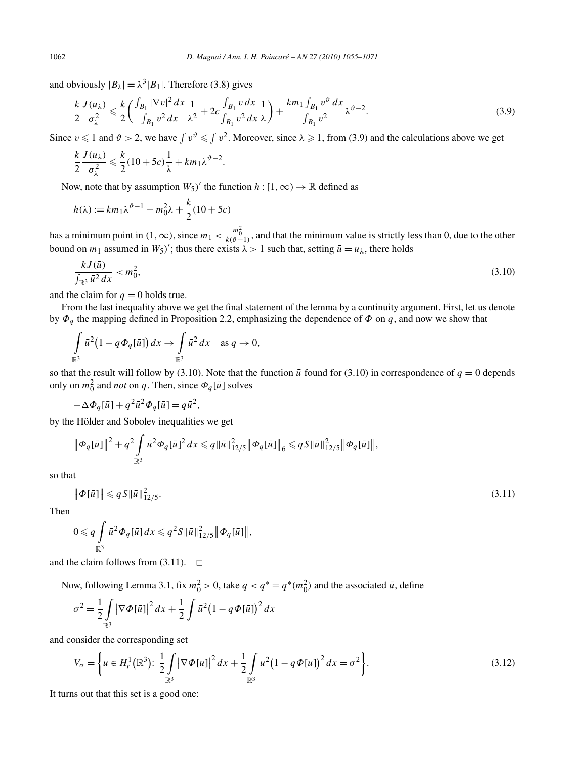and obviously $|B_\lambda| = \lambda^3 |B_1|$. Therefore (3.8) gives

$$\frac{k}{2}\frac{J(u_\lambda)}{\sigma_\lambda^2} \leqslant \frac{k}{2}\left(\frac{\int_{B_1}|\nabla v|^2\,dx}{\int_{B_1} v^2\,dx}\frac{1}{\lambda^2} + 2c\frac{\int_{B_1} v\,dx}{\int_{B_1} v^2\,dx}\frac{1}{\lambda}\right) + \frac{km_1\int_{B_1} v^\vartheta\,dx}{\int_{B_1} v^2}\lambda^{\vartheta-2}. \tag{3.9}$$

Since $v \leqslant 1$ and $\vartheta > 2$, we have $\int v^\vartheta \leqslant \int v^2$. Moreover, since $\lambda \geqslant 1$, from (3.9) and the calculations above we get

$$\frac{k}{2}\frac{J(u_\lambda)}{\sigma_\lambda^2} \leqslant \frac{k}{2}(10+5c)\frac{1}{\lambda} + km_1\lambda^{\vartheta-2}.$$

Now, note that by assumption $W_5)'$ the function $h:[1,\infty)\to\mathbb{R}$ defined as

$$h(\lambda) := km_1\lambda^{\vartheta-1} - m_0^2\lambda + \frac{k}{2}(10+5c)$$

has a minimum point in $(1,\infty)$, since $m_1 < \frac{m_0^2}{k(\vartheta-1)}$, and that the minimum value is strictly less than 0, due to the other bound on $m_1$ assumed in $W_5)'$; thus there exists $\lambda > 1$ such that, setting $\bar{u} = u_\lambda$, there holds

$$\frac{kJ(\bar{u})}{\int_{\mathbb{R}^3}\bar{u}^2\,dx} < m_0^2, \tag{3.10}$$

and the claim for $q = 0$ holds true.

From the last inequality above we get the final statement of the lemma by a continuity argument. First, let us denote by $\Phi_q$ the mapping defined in Proposition 2.2, emphasizing the dependence of $\Phi$ on $q$, and now we show that

$$\int_{\mathbb{R}^3}\bar{u}^2\big(1 - q\Phi_q[\bar{u}]\big)\,dx \to \int_{\mathbb{R}^3}\bar{u}^2\,dx \quad \text{as } q \to 0,$$

so that the result will follow by (3.10). Note that the function $\bar{u}$ found for (3.10) in correspondence of $q = 0$ depends only on $m_0^2$ and *not* on $q$. Then, since $\Phi_q[\bar{u}]$ solves

$$-\Delta\Phi_q[\bar{u}] + q^2\bar{u}^2\Phi_q[\bar{u}] = q\bar{u}^2,$$

by the Hölder and Sobolev inequalities we get

$$\big\|\Phi_q[\bar{u}]\big\|^2 + q^2\int_{\mathbb{R}^3}\bar{u}^2\Phi_q[\bar{u}]^2\,dx \leqslant q\|\bar{u}\|_{12/5}^2\big\|\Phi_q[\bar{u}]\big\|_6 \leqslant qS\|\bar{u}\|_{12/5}^2\big\|\Phi_q[\bar{u}]\big\|,$$

so that

$$\big\|\Phi[\bar{u}]\big\| \leqslant qS\|\bar{u}\|_{12/5}^2. \tag{3.11}$$

Then

$$0 \leqslant q\int_{\mathbb{R}^3}\bar{u}^2\Phi_q[\bar{u}]\,dx \leqslant q^2 S\|\bar{u}\|_{12/5}^2\big\|\Phi_q[\bar{u}]\big\|,$$

and the claim follows from (3.11). $\square$

Now, following Lemma 3.1, fix $m_0^2 > 0$, take $q < q^* = q^*(m_0^2)$ and the associated $\bar{u}$, define

$$\sigma^2 = \frac{1}{2}\int_{\mathbb{R}^3}\big|\nabla\Phi[\bar{u}]\big|^2\,dx + \frac{1}{2}\int\bar{u}^2\big(1 - q\Phi[\bar{u}]\big)^2\,dx$$

and consider the corresponding set

$$V_\sigma = \left\{u \in H_r^1(\mathbb{R}^3):\ \frac{1}{2}\int_{\mathbb{R}^3}\big|\nabla\Phi[u]\big|^2\,dx + \frac{1}{2}\int_{\mathbb{R}^3}u^2\big(1 - q\Phi[u]\big)^2\,dx = \sigma^2\right\}. \tag{3.12}$$

It turns out that this set is a good one: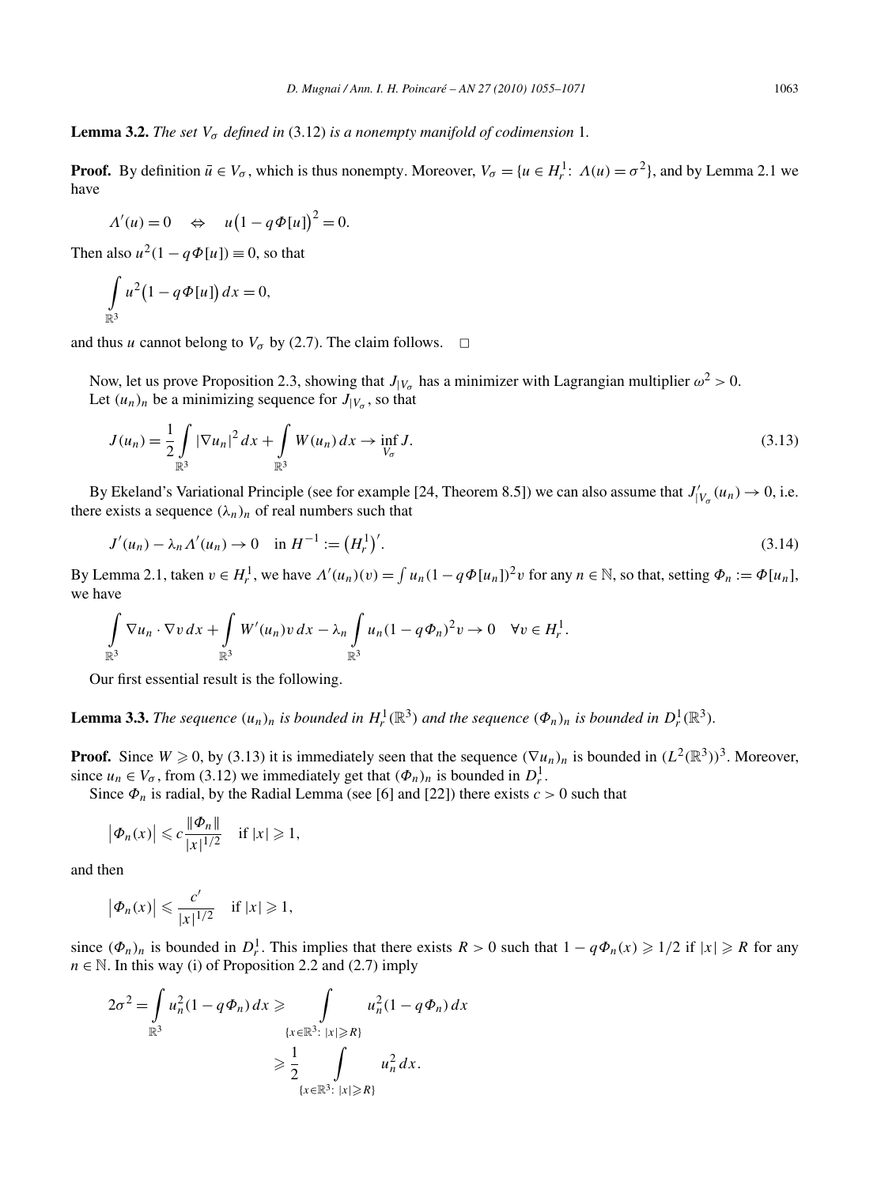**Lemma 3.2.** *The set $V_\sigma$ defined in* (3.12) *is a nonempty manifold of codimension* 1.

**Proof.** By definition $\bar{u} \in V_\sigma$, which is thus nonempty. Moreover, $V_\sigma = \{u \in H_r^1 \colon \Lambda(u) = \sigma^2\}$, and by Lemma 2.1 we have

$$\Lambda'(u) = 0 \quad \Leftrightarrow \quad u\big(1 - q\Phi[u]\big)^2 = 0.$$

Then also $u^2(1 - q\Phi[u]) \equiv 0$, so that

$$\int_{\mathbb{R}^3} u^2\big(1 - q\Phi[u]\big)\,dx = 0,$$

and thus $u$ cannot belong to $V_\sigma$ by (2.7). The claim follows. $\square$

Now, let us prove Proposition 2.3, showing that $J_{|V_\sigma}$ has a minimizer with Lagrangian multiplier $\omega^2 > 0$.
Let $(u_n)_n$ be a minimizing sequence for $J_{|V_\sigma}$, so that

$$J(u_n) = \frac{1}{2}\int_{\mathbb{R}^3} |\nabla u_n|^2\,dx + \int_{\mathbb{R}^3} W(u_n)\,dx \to \inf_{V_\sigma} J. \tag{3.13}$$

By Ekeland's Variational Principle (see for example [24, Theorem 8.5]) we can also assume that $J'_{|V_\sigma}(u_n) \to 0$, i.e. there exists a sequence $(\lambda_n)_n$ of real numbers such that

$$J'(u_n) - \lambda_n \Lambda'(u_n) \to 0 \quad \text{in } H^{-1} := \big(H_r^1\big)'. \tag{3.14}$$

By Lemma 2.1, taken $v \in H_r^1$, we have $\Lambda'(u_n)(v) = \int u_n(1 - q\Phi[u_n])^2 v$ for any $n \in \mathbb{N}$, so that, setting $\Phi_n := \Phi[u_n]$, we have

$$\int_{\mathbb{R}^3} \nabla u_n \cdot \nabla v\,dx + \int_{\mathbb{R}^3} W'(u_n)v\,dx - \lambda_n \int_{\mathbb{R}^3} u_n(1 - q\Phi_n)^2 v \to 0 \quad \forall v \in H_r^1.$$

Our first essential result is the following.

**Lemma 3.3.** *The sequence $(u_n)_n$ is bounded in $H_r^1(\mathbb{R}^3)$ and the sequence $(\Phi_n)_n$ is bounded in $D_r^1(\mathbb{R}^3)$.*

**Proof.** Since $W \geqslant 0$, by (3.13) it is immediately seen that the sequence $(\nabla u_n)_n$ is bounded in $(L^2(\mathbb{R}^3))^3$. Moreover, since $u_n \in V_\sigma$, from (3.12) we immediately get that $(\Phi_n)_n$ is bounded in $D_r^1$.

Since $\Phi_n$ is radial, by the Radial Lemma (see [6] and [22]) there exists $c > 0$ such that

$$\big|\Phi_n(x)\big| \leqslant c\frac{\|\Phi_n\|}{|x|^{1/2}} \quad \text{if } |x| \geqslant 1,$$

and then

$$\big|\Phi_n(x)\big| \leqslant \frac{c'}{|x|^{1/2}} \quad \text{if } |x| \geqslant 1,$$

since $(\Phi_n)_n$ is bounded in $D_r^1$. This implies that there exists $R > 0$ such that $1 - q\Phi_n(x) \geqslant 1/2$ if $|x| \geqslant R$ for any $n \in \mathbb{N}$. In this way (i) of Proposition 2.2 and (2.7) imply

$$2\sigma^2 = \int_{\mathbb{R}^3} u_n^2(1 - q\Phi_n)\,dx \geqslant \int_{\{x \in \mathbb{R}^3:\ |x| \geqslant R\}} u_n^2(1 - q\Phi_n)\,dx$$
$$\geqslant \frac{1}{2}\int_{\{x \in \mathbb{R}^3:\ |x| \geqslant R\}} u_n^2\,dx.$$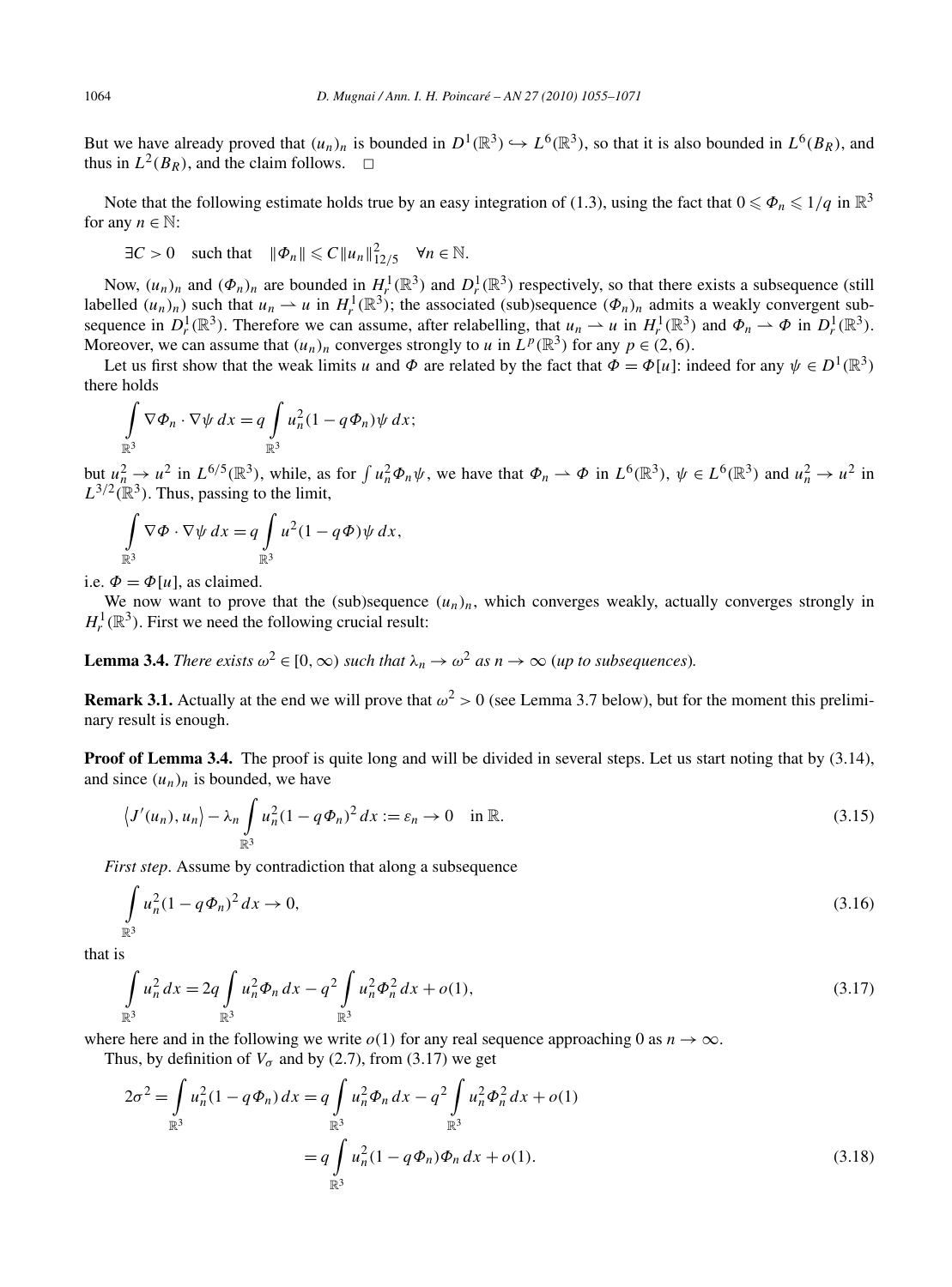But we have already proved that $(u_n)_n$ is bounded in $D^1(\mathbb{R}^3) \hookrightarrow L^6(\mathbb{R}^3)$, so that it is also bounded in $L^6(B_R)$, and thus in $L^2(B_R)$, and the claim follows. $\square$

Note that the following estimate holds true by an easy integration of (1.3), using the fact that $0 \leqslant \Phi_n \leqslant 1/q$ in $\mathbb{R}^3$ for any $n \in \mathbb{N}$:

$$\exists C > 0 \quad \text{such that} \quad \|\Phi_n\| \leqslant C\|u_n\|_{12/5}^2 \quad \forall n \in \mathbb{N}.$$

Now, $(u_n)_n$ and $(\Phi_n)_n$ are bounded in $H_r^1(\mathbb{R}^3)$ and $D_r^1(\mathbb{R}^3)$ respectively, so that there exists a subsequence (still labelled $(u_n)_n$) such that $u_n \rightharpoonup u$ in $H_r^1(\mathbb{R}^3)$; the associated (sub)sequence $(\Phi_n)_n$ admits a weakly convergent subsequence in $D_r^1(\mathbb{R}^3)$. Therefore we can assume, after relabelling, that $u_n \rightharpoonup u$ in $H_r^1(\mathbb{R}^3)$ and $\Phi_n \rightharpoonup \Phi$ in $D_r^1(\mathbb{R}^3)$. Moreover, we can assume that $(u_n)_n$ converges strongly to $u$ in $L^p(\mathbb{R}^3)$ for any $p \in (2,6)$.

Let us first show that the weak limits $u$ and $\Phi$ are related by the fact that $\Phi = \Phi[u]$: indeed for any $\psi \in D^1(\mathbb{R}^3)$ there holds

$$\int_{\mathbb{R}^3} \nabla\Phi_n \cdot \nabla\psi\, dx = q\int_{\mathbb{R}^3} u_n^2(1 - q\Phi_n)\psi\, dx;$$

but $u_n^2 \to u^2$ in $L^{6/5}(\mathbb{R}^3)$, while, as for $\int u_n^2\Phi_n\psi$, we have that $\Phi_n \rightharpoonup \Phi$ in $L^6(\mathbb{R}^3)$, $\psi \in L^6(\mathbb{R}^3)$ and $u_n^2 \to u^2$ in $L^{3/2}(\mathbb{R}^3)$. Thus, passing to the limit,

$$\int_{\mathbb{R}^3} \nabla\Phi \cdot \nabla\psi\, dx = q\int_{\mathbb{R}^3} u^2(1 - q\Phi)\psi\, dx,$$

i.e. $\Phi = \Phi[u]$, as claimed.

We now want to prove that the (sub)sequence $(u_n)_n$, which converges weakly, actually converges strongly in $H_r^1(\mathbb{R}^3)$. First we need the following crucial result:

**Lemma 3.4.** *There exists $\omega^2 \in [0,\infty)$ such that $\lambda_n \to \omega^2$ as $n \to \infty$ (up to subsequences).*

**Remark 3.1.** Actually at the end we will prove that $\omega^2 > 0$ (see Lemma 3.7 below), but for the moment this preliminary result is enough.

**Proof of Lemma 3.4.** The proof is quite long and will be divided in several steps. Let us start noting that by (3.14), and since $(u_n)_n$ is bounded, we have

$$\langle J'(u_n), u_n\rangle - \lambda_n \int_{\mathbb{R}^3} u_n^2(1 - q\Phi_n)^2\, dx := \varepsilon_n \to 0 \quad \text{in } \mathbb{R}. \tag{3.15}$$

*First step.* Assume by contradiction that along a subsequence

$$\int_{\mathbb{R}^3} u_n^2(1 - q\Phi_n)^2\, dx \to 0, \tag{3.16}$$

that is

$$\int_{\mathbb{R}^3} u_n^2\, dx = 2q\int_{\mathbb{R}^3} u_n^2\Phi_n\, dx - q^2\int_{\mathbb{R}^3} u_n^2\Phi_n^2\, dx + o(1), \tag{3.17}$$

where here and in the following we write $o(1)$ for any real sequence approaching 0 as $n \to \infty$.

Thus, by definition of $V_\sigma$ and by (2.7), from (3.17) we get

$$\begin{aligned} 2\sigma^2 = \int_{\mathbb{R}^3} u_n^2(1 - q\Phi_n)\, dx &= q\int_{\mathbb{R}^3} u_n^2\Phi_n\, dx - q^2\int_{\mathbb{R}^3} u_n^2\Phi_n^2\, dx + o(1) \\ &= q\int_{\mathbb{R}^3} u_n^2(1 - q\Phi_n)\Phi_n\, dx + o(1). \end{aligned} \tag{3.18}$$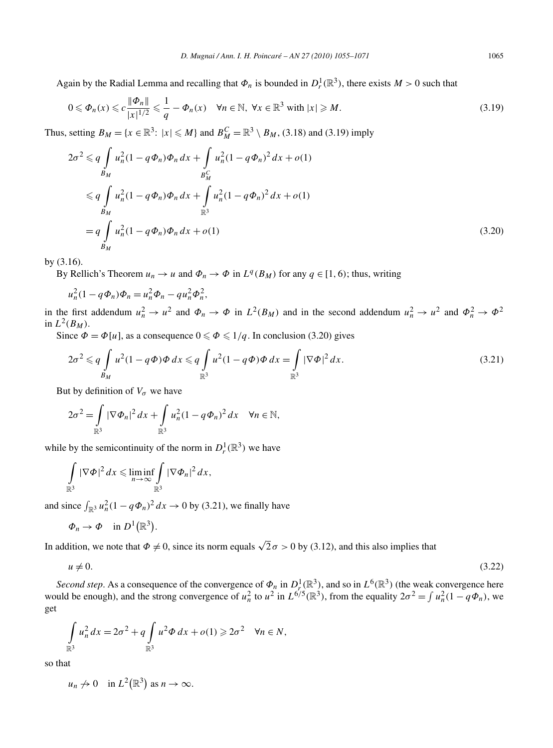Again by the Radial Lemma and recalling that $\Phi_n$ is bounded in $D_r^1(\mathbb{R}^3)$, there exists $M > 0$ such that

$$0 \leqslant \Phi_n(x) \leqslant c\frac{\|\Phi_n\|}{|x|^{1/2}} \leqslant \frac{1}{q} - \Phi_n(x) \quad \forall n \in \mathbb{N},\ \forall x \in \mathbb{R}^3 \text{ with } |x| \geqslant M. \tag{3.19}$$

Thus, setting $B_M = \{x \in \mathbb{R}^3:\ |x| \leqslant M\}$ and $B_M^C = \mathbb{R}^3 \setminus B_M$, (3.18) and (3.19) imply

$$\begin{aligned}
2\sigma^2 &\leqslant q \int_{B_M} u_n^2(1 - q\Phi_n)\Phi_n\,dx + \int_{B_M^C} u_n^2(1 - q\Phi_n)^2\,dx + o(1) \\
&\leqslant q \int_{B_M} u_n^2(1 - q\Phi_n)\Phi_n\,dx + \int_{\mathbb{R}^3} u_n^2(1 - q\Phi_n)^2\,dx + o(1) \\
&= q \int_{B_M} u_n^2(1 - q\Phi_n)\Phi_n\,dx + o(1)
\end{aligned} \tag{3.20}$$

by (3.16).

By Rellich's Theorem $u_n \to u$ and $\Phi_n \to \Phi$ in $L^q(B_M)$ for any $q \in [1, 6)$; thus, writing

$$u_n^2(1 - q\Phi_n)\Phi_n = u_n^2\Phi_n - qu_n^2\Phi_n^2,$$

in the first addendum $u_n^2 \to u^2$ and $\Phi_n \to \Phi$ in $L^2(B_M)$ and in the second addendum $u_n^2 \to u^2$ and $\Phi_n^2 \to \Phi^2$ in $L^2(B_M)$.

Since $\Phi = \Phi[u]$, as a consequence $0 \leqslant \Phi \leqslant 1/q$. In conclusion (3.20) gives

$$2\sigma^2 \leqslant q \int_{B_M} u^2(1 - q\Phi)\Phi\,dx \leqslant q \int_{\mathbb{R}^3} u^2(1 - q\Phi)\Phi\,dx = \int_{\mathbb{R}^3} |\nabla\Phi|^2\,dx. \tag{3.21}$$

But by definition of $V_\sigma$ we have

$$2\sigma^2 = \int_{\mathbb{R}^3} |\nabla\Phi_n|^2\,dx + \int_{\mathbb{R}^3} u_n^2(1 - q\Phi_n)^2\,dx \quad \forall n \in \mathbb{N},$$

while by the semicontinuity of the norm in $D_r^1(\mathbb{R}^3)$ we have

$$\int_{\mathbb{R}^3} |\nabla\Phi|^2\,dx \leqslant \liminf_{n\to\infty} \int_{\mathbb{R}^3} |\nabla\Phi_n|^2\,dx,$$

and since $\int_{\mathbb{R}^3} u_n^2(1 - q\Phi_n)^2\,dx \to 0$ by (3.21), we finally have

$$\Phi_n \to \Phi \quad \text{in } D^1(\mathbb{R}^3).$$

In addition, we note that $\Phi \neq 0$, since its norm equals $\sqrt{2}\sigma > 0$ by (3.12), and this also implies that

$$u \neq 0. \tag{3.22}$$

*Second step*. As a consequence of the convergence of $\Phi_n$ in $D_r^1(\mathbb{R}^3)$, and so in $L^6(\mathbb{R}^3)$ (the weak convergence here would be enough), and the strong convergence of $u_n^2$ to $u^2$ in $L^{6/5}(\mathbb{R}^3)$, from the equality $2\sigma^2 = \int u_n^2(1 - q\Phi_n)$, we get

$$\int_{\mathbb{R}^3} u_n^2\,dx = 2\sigma^2 + q\int_{\mathbb{R}^3} u^2\Phi\,dx + o(1) \geqslant 2\sigma^2 \quad \forall n \in N,$$

so that

$$u_n \not\to 0 \quad \text{in } L^2(\mathbb{R}^3) \text{ as } n \to \infty.$$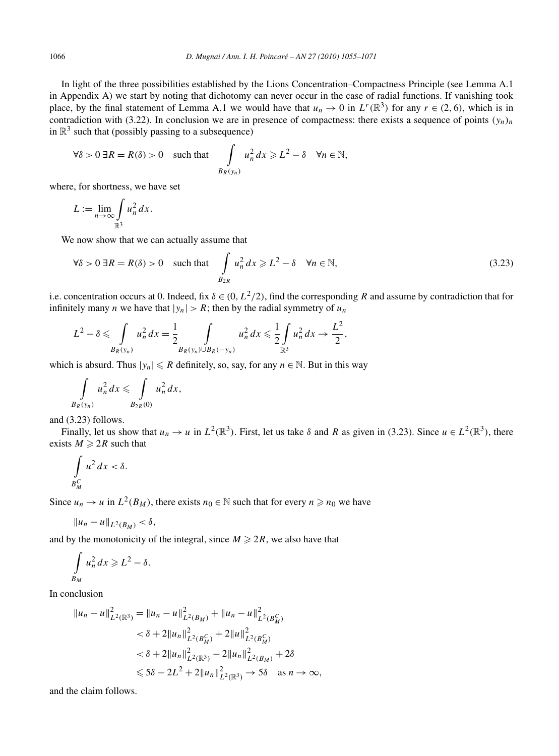In light of the three possibilities established by the Lions Concentration–Compactness Principle (see Lemma A.1 in Appendix A) we start by noting that dichotomy can never occur in the case of radial functions. If vanishing took place, by the final statement of Lemma A.1 we would have that $u_n \to 0$ in $L^r(\mathbb{R}^3)$ for any $r \in (2, 6)$, which is in contradiction with (3.22). In conclusion we are in presence of compactness: there exists a sequence of points $(y_n)_n$ in $\mathbb{R}^3$ such that (possibly passing to a subsequence)

$$\forall \delta > 0\ \exists R = R(\delta) > 0 \quad \text{such that} \quad \int_{B_R(y_n)} u_n^2\,dx \geqslant L^2 - \delta \quad \forall n \in \mathbb{N},$$

where, for shortness, we have set

$$L := \lim_{n\to\infty} \int_{\mathbb{R}^3} u_n^2\,dx.$$

We now show that we can actually assume that

$$\forall \delta > 0\ \exists R = R(\delta) > 0 \quad \text{such that} \quad \int_{B_{2R}} u_n^2\,dx \geqslant L^2 - \delta \quad \forall n \in \mathbb{N}, \tag{3.23}$$

i.e. concentration occurs at 0. Indeed, fix $\delta \in (0, L^2/2)$, find the corresponding $R$ and assume by contradiction that for infinitely many $n$ we have that $|y_n| > R$; then by the radial symmetry of $u_n$

$$L^2 - \delta \leqslant \int_{B_R(y_n)} u_n^2\,dx = \frac{1}{2} \int_{B_R(y_n)\cup B_R(-y_n)} u_n^2\,dx \leqslant \frac{1}{2}\int_{\mathbb{R}^3} u_n^2\,dx \to \frac{L^2}{2},$$

which is absurd. Thus $|y_n| \leqslant R$ definitely, so, say, for any $n \in \mathbb{N}$. But in this way

$$\int_{B_R(y_n)} u_n^2\,dx \leqslant \int_{B_{2R}(0)} u_n^2\,dx,$$

and (3.23) follows.

Finally, let us show that $u_n \to u$ in $L^2(\mathbb{R}^3)$. First, let us take $\delta$ and $R$ as given in (3.23). Since $u \in L^2(\mathbb{R}^3)$, there exists $M \geqslant 2R$ such that

$$\int_{B_M^C} u^2\,dx < \delta.$$

Since $u_n \to u$ in $L^2(B_M)$, there exists $n_0 \in \mathbb{N}$ such that for every $n \geqslant n_0$ we have

$$\|u_n - u\|_{L^2(B_M)} < \delta,$$

and by the monotonicity of the integral, since $M \geqslant 2R$, we also have that

$$\int_{B_M} u_n^2\,dx \geqslant L^2 - \delta.$$

In conclusion

$$\begin{aligned}
\|u_n - u\|^2_{L^2(\mathbb{R}^3)} &= \|u_n - u\|^2_{L^2(B_M)} + \|u_n - u\|^2_{L^2(B_M^C)} \\
&< \delta + 2\|u_n\|^2_{L^2(B_M^C)} + 2\|u\|^2_{L^2(B_M^C)} \\
&< \delta + 2\|u_n\|^2_{L^2(\mathbb{R}^3)} - 2\|u_n\|^2_{L^2(B_M)} + 2\delta \\
&\leqslant 5\delta - 2L^2 + 2\|u_n\|^2_{L^2(\mathbb{R}^3)} \to 5\delta \quad \text{as } n \to \infty,
\end{aligned}$$

and the claim follows.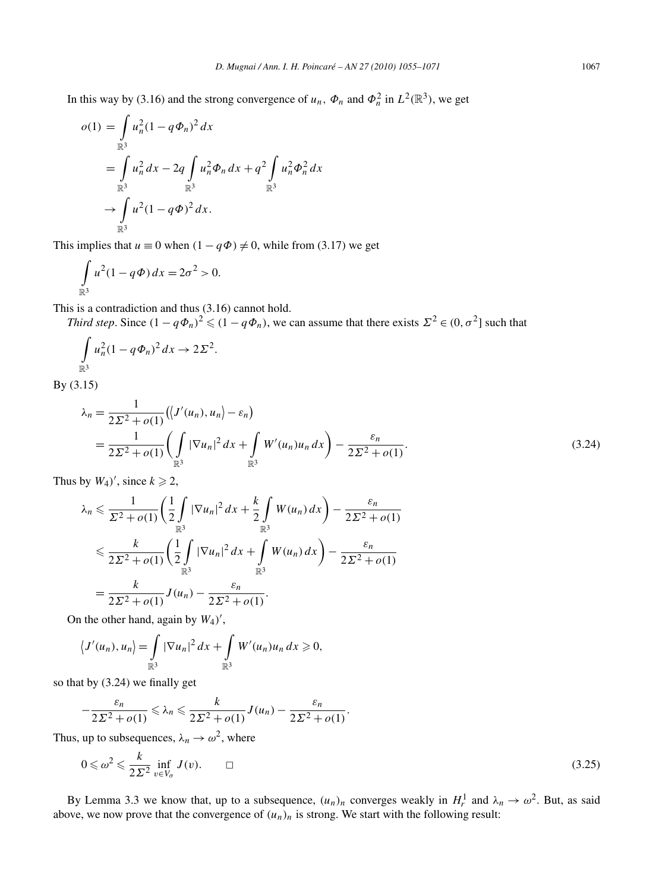In this way by (3.16) and the strong convergence of $u_n$, $\Phi_n$ and $\Phi_n^2$ in $L^2(\mathbb{R}^3)$, we get

$$
\begin{aligned}
o(1) &= \int_{\mathbb{R}^3} u_n^2(1-q\Phi_n)^2\,dx \\
&= \int_{\mathbb{R}^3} u_n^2\,dx - 2q\int_{\mathbb{R}^3} u_n^2\Phi_n\,dx + q^2\int_{\mathbb{R}^3} u_n^2\Phi_n^2\,dx \\
&\to \int_{\mathbb{R}^3} u^2(1-q\Phi)^2\,dx.
\end{aligned}
$$

This implies that $u \equiv 0$ when $(1-q\Phi) \neq 0$, while from (3.17) we get

$$
\int_{\mathbb{R}^3} u^2(1-q\Phi)\,dx = 2\sigma^2 > 0.
$$

This is a contradiction and thus (3.16) cannot hold.

*Third step*. Since $(1-q\Phi_n)^2 \leqslant (1-q\Phi_n)$, we can assume that there exists $\Sigma^2 \in (0,\sigma^2]$ such that

$$
\int_{\mathbb{R}^3} u_n^2(1-q\Phi_n)^2\,dx \to 2\Sigma^2.
$$

By (3.15)

$$
\begin{aligned}
\lambda_n &= \frac{1}{2\Sigma^2+o(1)}\big(\langle J'(u_n),u_n\rangle - \varepsilon_n\big) \\
&= \frac{1}{2\Sigma^2+o(1)}\bigg(\int_{\mathbb{R}^3}|\nabla u_n|^2\,dx + \int_{\mathbb{R}^3} W'(u_n)u_n\,dx\bigg) - \frac{\varepsilon_n}{2\Sigma^2+o(1)}.
\end{aligned}
\tag{3.24}
$$

Thus by $W_4)'$, since $k \geqslant 2$,

$$
\begin{aligned}
\lambda_n &\leqslant \frac{1}{\Sigma^2+o(1)}\bigg(\frac{1}{2}\int_{\mathbb{R}^3}|\nabla u_n|^2\,dx + \frac{k}{2}\int_{\mathbb{R}^3} W(u_n)\,dx\bigg) - \frac{\varepsilon_n}{2\Sigma^2+o(1)} \\
&\leqslant \frac{k}{2\Sigma^2+o(1)}\bigg(\frac{1}{2}\int_{\mathbb{R}^3}|\nabla u_n|^2\,dx + \int_{\mathbb{R}^3} W(u_n)\,dx\bigg) - \frac{\varepsilon_n}{2\Sigma^2+o(1)} \\
&= \frac{k}{2\Sigma^2+o(1)}J(u_n) - \frac{\varepsilon_n}{2\Sigma^2+o(1)}.
\end{aligned}
$$

On the other hand, again by $W_4)'$,

$$
\langle J'(u_n),u_n\rangle = \int_{\mathbb{R}^3}|\nabla u_n|^2\,dx + \int_{\mathbb{R}^3} W'(u_n)u_n\,dx \geqslant 0,
$$

so that by (3.24) we finally get

$$
-\frac{\varepsilon_n}{2\Sigma^2+o(1)} \leqslant \lambda_n \leqslant \frac{k}{2\Sigma^2+o(1)}J(u_n) - \frac{\varepsilon_n}{2\Sigma^2+o(1)}.
$$

Thus, up to subsequences, $\lambda_n \to \omega^2$, where

$$
0 \leqslant \omega^2 \leqslant \frac{k}{2\Sigma^2}\inf_{v\in V_\sigma} J(v). \qquad \square
\tag{3.25}
$$

By Lemma 3.3 we know that, up to a subsequence, $(u_n)_n$ converges weakly in $H_r^1$ and $\lambda_n \to \omega^2$. But, as said above, we now prove that the convergence of $(u_n)_n$ is strong. We start with the following result: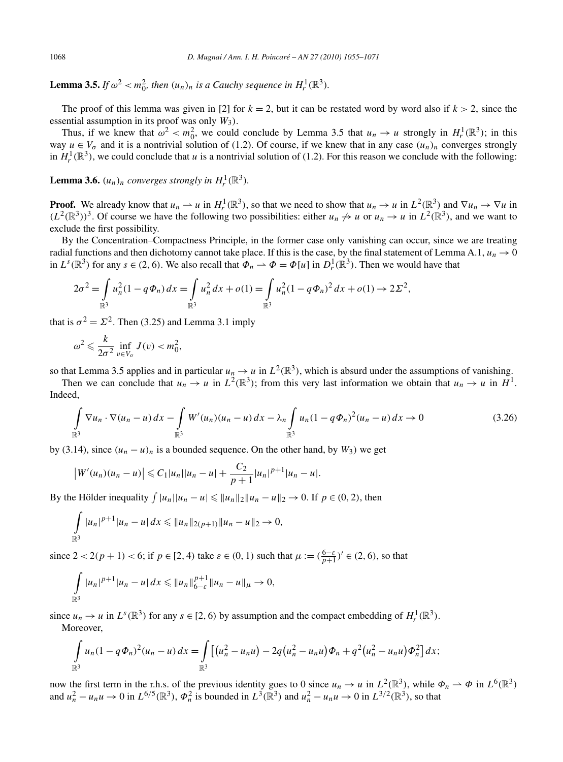**Lemma 3.5.** *If $\omega^2 < m_0^2$, then $(u_n)_n$ is a Cauchy sequence in $H_r^1(\mathbb{R}^3)$.*

The proof of this lemma was given in [2] for $k = 2$, but it can be restated word by word also if $k > 2$, since the essential assumption in its proof was only $W_3$).

Thus, if we knew that $\omega^2 < m_0^2$, we could conclude by Lemma 3.5 that $u_n \to u$ strongly in $H_r^1(\mathbb{R}^3)$; in this way $u \in V_\sigma$ and it is a nontrivial solution of (1.2). Of course, if we knew that in any case $(u_n)_n$ converges strongly in $H_r^1(\mathbb{R}^3)$, we could conclude that $u$ is a nontrivial solution of (1.2). For this reason we conclude with the following:

**Lemma 3.6.** *$(u_n)_n$ converges strongly in $H_r^1(\mathbb{R}^3)$.*

**Proof.** We already know that $u_n \rightharpoonup u$ in $H_r^1(\mathbb{R}^3)$, so that we need to show that $u_n \to u$ in $L^2(\mathbb{R}^3)$ and $\nabla u_n \to \nabla u$ in $(L^2(\mathbb{R}^3))^3$. Of course we have the following two possibilities: either $u_n \not\to u$ or $u_n \to u$ in $L^2(\mathbb{R}^3)$, and we want to exclude the first possibility.

By the Concentration–Compactness Principle, in the former case only vanishing can occur, since we are treating radial functions and then dichotomy cannot take place. If this is the case, by the final statement of Lemma A.1, $u_n \to 0$ in $L^s(\mathbb{R}^3)$ for any $s \in (2, 6)$. We also recall that $\Phi_n \rightharpoonup \Phi = \Phi[u]$ in $D_r^1(\mathbb{R}^3)$. Then we would have that

$$2\sigma^2 = \int_{\mathbb{R}^3} u_n^2(1 - q\Phi_n)\,dx = \int_{\mathbb{R}^3} u_n^2\,dx + o(1) = \int_{\mathbb{R}^3} u_n^2(1 - q\Phi_n)^2\,dx + o(1) \to 2\Sigma^2,$$

that is $\sigma^2 = \Sigma^2$. Then (3.25) and Lemma 3.1 imply

$$\omega^2 \leqslant \frac{k}{2\sigma^2} \inf_{v \in V_\sigma} J(v) < m_0^2,$$

so that Lemma 3.5 applies and in particular $u_n \to u$ in $L^2(\mathbb{R}^3)$, which is absurd under the assumptions of vanishing.

Then we can conclude that $u_n \to u$ in $L^2(\mathbb{R}^3)$; from this very last information we obtain that $u_n \to u$ in $H^1$. Indeed,

$$\int_{\mathbb{R}^3} \nabla u_n \cdot \nabla(u_n - u)\,dx - \int_{\mathbb{R}^3} W'(u_n)(u_n - u)\,dx - \lambda_n \int_{\mathbb{R}^3} u_n(1 - q\Phi_n)^2(u_n - u)\,dx \to 0 \tag{3.26}$$

by (3.14), since $(u_n - u)_n$ is a bounded sequence. On the other hand, by $W_3$) we get

$$\left|W'(u_n)(u_n - u)\right| \leqslant C_1|u_n||u_n - u| + \frac{C_2}{p+1}|u_n|^{p+1}|u_n - u|.$$

By the Hölder inequality $\int |u_n||u_n - u| \leqslant \|u_n\|_2\|u_n - u\|_2 \to 0$. If $p \in (0, 2)$, then

$$\int_{\mathbb{R}^3} |u_n|^{p+1}|u_n - u|\,dx \leqslant \|u_n\|_{2(p+1)}\|u_n - u\|_2 \to 0,$$

since $2 < 2(p+1) < 6$; if $p \in [2, 4)$ take $\varepsilon \in (0, 1)$ such that $\mu := (\frac{6-\varepsilon}{p+1})' \in (2, 6)$, so that

$$\int_{\mathbb{R}^3} |u_n|^{p+1}|u_n - u|\,dx \leqslant \|u_n\|_{6-\varepsilon}^{p+1}\|u_n - u\|_\mu \to 0,$$

since $u_n \to u$ in $L^s(\mathbb{R}^3)$ for any $s \in [2, 6)$ by assumption and the compact embedding of $H_r^1(\mathbb{R}^3)$.

Moreover,

$$\int_{\mathbb{R}^3} u_n(1 - q\Phi_n)^2(u_n - u)\,dx = \int_{\mathbb{R}^3} \left[\left(u_n^2 - u_n u\right) - 2q\left(u_n^2 - u_n u\right)\Phi_n + q^2\left(u_n^2 - u_n u\right)\Phi_n^2\right] dx;$$

now the first term in the r.h.s. of the previous identity goes to 0 since $u_n \to u$ in $L^2(\mathbb{R}^3)$, while $\Phi_n \rightharpoonup \Phi$ in $L^6(\mathbb{R}^3)$ and $u_n^2 - u_n u \to 0$ in $L^{6/5}(\mathbb{R}^3)$, $\Phi_n^2$ is bounded in $L^3(\mathbb{R}^3)$ and $u_n^2 - u_n u \to 0$ in $L^{3/2}(\mathbb{R}^3)$, so that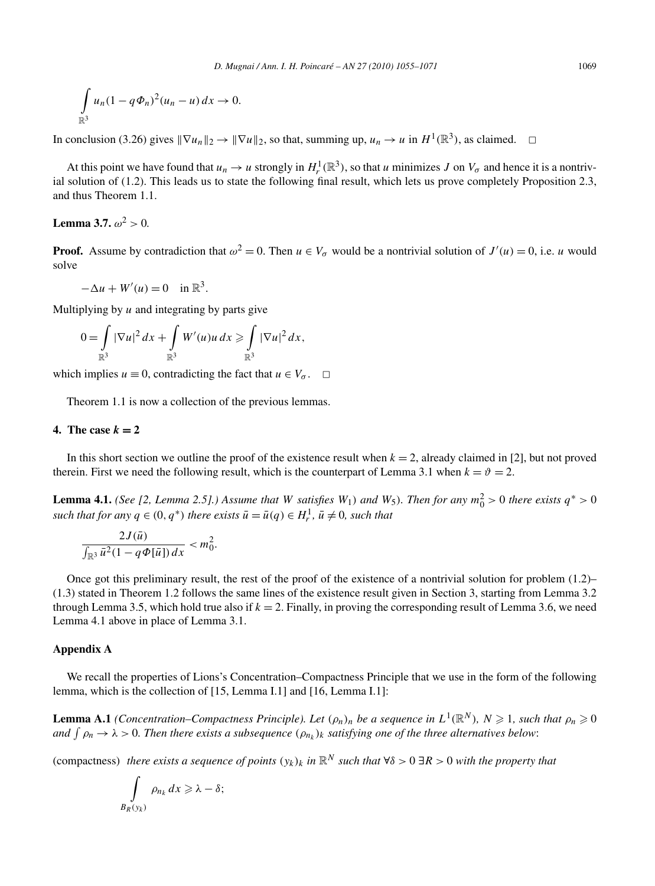$$\int_{\mathbb{R}^3} u_n(1 - q\Phi_n)^2(u_n - u)\,dx \to 0.$$

In conclusion (3.26) gives $\|\nabla u_n\|_2 \to \|\nabla u\|_2$, so that, summing up, $u_n \to u$ in $H^1(\mathbb{R}^3)$, as claimed. $\square$

At this point we have found that $u_n \to u$ strongly in $H^1_r(\mathbb{R}^3)$, so that $u$ minimizes $J$ on $V_\sigma$ and hence it is a nontrivial solution of (1.2). This leads us to state the following final result, which lets us prove completely Proposition 2.3, and thus Theorem 1.1.

**Lemma 3.7.** $\omega^2 > 0$.

**Proof.** Assume by contradiction that $\omega^2 = 0$. Then $u \in V_\sigma$ would be a nontrivial solution of $J'(u) = 0$, i.e. $u$ would solve

$$-\Delta u + W'(u) = 0 \quad \text{in } \mathbb{R}^3.$$

Multiplying by $u$ and integrating by parts give

$$0 = \int_{\mathbb{R}^3} |\nabla u|^2\,dx + \int_{\mathbb{R}^3} W'(u)u\,dx \geqslant \int_{\mathbb{R}^3} |\nabla u|^2\,dx,$$

which implies $u \equiv 0$, contradicting the fact that $u \in V_\sigma$. $\square$

Theorem 1.1 is now a collection of the previous lemmas.

## 4. The case $k = 2$

In this short section we outline the proof of the existence result when $k = 2$, already claimed in [2], but not proved therein. First we need the following result, which is the counterpart of Lemma 3.1 when $k = \vartheta = 2$.

**Lemma 4.1.** *(See [2, Lemma 2.5].) Assume that $W$ satisfies $W_1$) and $W_5$). Then for any $m_0^2 > 0$ there exists $q^* > 0$ such that for any $q \in (0, q^*)$ there exists $\bar{u} = \bar{u}(q) \in H^1_r$, $\bar{u} \neq 0$, such that*

$$\frac{2J(\bar{u})}{\int_{\mathbb{R}^3} \bar{u}^2(1 - q\Phi[\bar{u}])\,dx} < m_0^2.$$

Once got this preliminary result, the rest of the proof of the existence of a nontrivial solution for problem (1.2)–(1.3) stated in Theorem 1.2 follows the same lines of the existence result given in Section 3, starting from Lemma 3.2 through Lemma 3.5, which hold true also if $k = 2$. Finally, in proving the corresponding result of Lemma 3.6, we need Lemma 4.1 above in place of Lemma 3.1.

## Appendix A

We recall the properties of Lions's Concentration–Compactness Principle that we use in the form of the following lemma, which is the collection of [15, Lemma I.1] and [16, Lemma I.1]:

**Lemma A.1** *(Concentration–Compactness Principle). Let $(\rho_n)_n$ be a sequence in $L^1(\mathbb{R}^N)$, $N \geqslant 1$, such that $\rho_n \geqslant 0$ and $\int \rho_n \to \lambda > 0$. Then there exists a subsequence $(\rho_{n_k})_k$ satisfying one of the three alternatives below*:

(compactness) *there exists a sequence of points $(y_k)_k$ in $\mathbb{R}^N$ such that $\forall \delta > 0\ \exists R > 0$ with the property that*

$$\int_{B_R(y_k)} \rho_{n_k}\,dx \geqslant \lambda - \delta;$$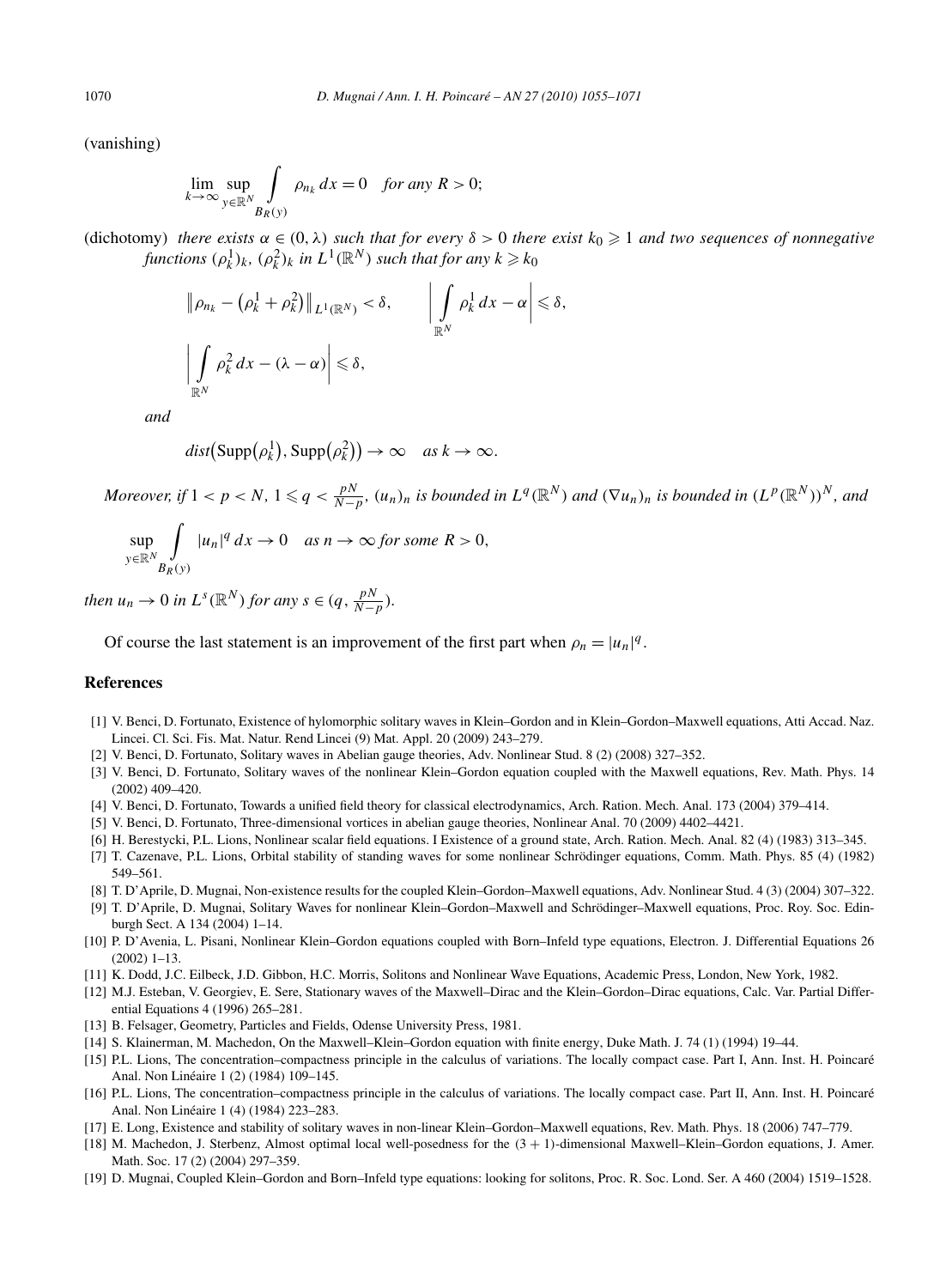(vanishing)

$$\lim_{k\to\infty} \sup_{y\in\mathbb{R}^N} \int\limits_{B_R(y)} \rho_{n_k}\,dx = 0 \quad \textit{for any } R > 0;$$

(dichotomy) *there exists* $\alpha \in (0,\lambda)$ *such that for every* $\delta > 0$ *there exist* $k_0 \geqslant 1$ *and two sequences of nonnegative functions* $(\rho_k^1)_k$, $(\rho_k^2)_k$ *in* $L^1(\mathbb{R}^N)$ *such that for any* $k \geqslant k_0$

$$\left\| \rho_{n_k} - \left(\rho_k^1 + \rho_k^2\right) \right\|_{L^1(\mathbb{R}^N)} < \delta, \qquad \left| \int\limits_{\mathbb{R}^N} \rho_k^1\,dx - \alpha \right| \leqslant \delta,$$

$$\left| \int\limits_{\mathbb{R}^N} \rho_k^2\,dx - (\lambda - \alpha) \right| \leqslant \delta,$$

*and*

$$dist\left(\operatorname{Supp}\left(\rho_k^1\right), \operatorname{Supp}\left(\rho_k^2\right)\right) \to \infty \quad \textit{as } k \to \infty.$$

*Moreover, if* $1 < p < N$, $1 \leqslant q < \frac{pN}{N-p}$, $(u_n)_n$ *is bounded in* $L^q(\mathbb{R}^N)$ *and* $(\nabla u_n)_n$ *is bounded in* $(L^p(\mathbb{R}^N))^N$, *and*

$$\sup_{y\in\mathbb{R}^N} \int\limits_{B_R(y)} |u_n|^q\,dx \to 0 \quad \textit{as } n \to \infty \textit{ for some } R > 0,$$

*then* $u_n \to 0$ *in* $L^s(\mathbb{R}^N)$ *for any* $s \in (q, \frac{pN}{N-p})$.

Of course the last statement is an improvement of the first part when $\rho_n = |u_n|^q$.

## References

[1] V. Benci, D. Fortunato, Existence of hylomorphic solitary waves in Klein–Gordon and in Klein–Gordon–Maxwell equations, Atti Accad. Naz. Lincei. Cl. Sci. Fis. Mat. Natur. Rend Lincei (9) Mat. Appl. 20 (2009) 243–279.

[2] V. Benci, D. Fortunato, Solitary waves in Abelian gauge theories, Adv. Nonlinear Stud. 8 (2) (2008) 327–352.

[3] V. Benci, D. Fortunato, Solitary waves of the nonlinear Klein–Gordon equation coupled with the Maxwell equations, Rev. Math. Phys. 14 (2002) 409–420.

[4] V. Benci, D. Fortunato, Towards a unified field theory for classical electrodynamics, Arch. Ration. Mech. Anal. 173 (2004) 379–414.

[5] V. Benci, D. Fortunato, Three-dimensional vortices in abelian gauge theories, Nonlinear Anal. 70 (2009) 4402–4421.

[6] H. Berestycki, P.L. Lions, Nonlinear scalar field equations. I Existence of a ground state, Arch. Ration. Mech. Anal. 82 (4) (1983) 313–345.

[7] T. Cazenave, P.L. Lions, Orbital stability of standing waves for some nonlinear Schrödinger equations, Comm. Math. Phys. 85 (4) (1982) 549–561.

[8] T. D'Aprile, D. Mugnai, Non-existence results for the coupled Klein–Gordon–Maxwell equations, Adv. Nonlinear Stud. 4 (3) (2004) 307–322.

[9] T. D'Aprile, D. Mugnai, Solitary Waves for nonlinear Klein–Gordon–Maxwell and Schrödinger–Maxwell equations, Proc. Roy. Soc. Edinburgh Sect. A 134 (2004) 1–14.

[10] P. D'Avenia, L. Pisani, Nonlinear Klein–Gordon equations coupled with Born–Infeld type equations, Electron. J. Differential Equations 26 (2002) 1–13.

[11] K. Dodd, J.C. Eilbeck, J.D. Gibbon, H.C. Morris, Solitons and Nonlinear Wave Equations, Academic Press, London, New York, 1982.

[12] M.J. Esteban, V. Georgiev, E. Sere, Stationary waves of the Maxwell–Dirac and the Klein–Gordon–Dirac equations, Calc. Var. Partial Differential Equations 4 (1996) 265–281.

[13] B. Felsager, Geometry, Particles and Fields, Odense University Press, 1981.

[14] S. Klainerman, M. Machedon, On the Maxwell–Klein–Gordon equation with finite energy, Duke Math. J. 74 (1) (1994) 19–44.

[15] P.L. Lions, The concentration–compactness principle in the calculus of variations. The locally compact case. Part I, Ann. Inst. H. Poincaré Anal. Non Linéaire 1 (2) (1984) 109–145.

[16] P.L. Lions, The concentration–compactness principle in the calculus of variations. The locally compact case. Part II, Ann. Inst. H. Poincaré Anal. Non Linéaire 1 (4) (1984) 223–283.

[17] E. Long, Existence and stability of solitary waves in non-linear Klein–Gordon–Maxwell equations, Rev. Math. Phys. 18 (2006) 747–779.

[18] M. Machedon, J. Sterbenz, Almost optimal local well-posedness for the $(3+1)$-dimensional Maxwell–Klein–Gordon equations, J. Amer. Math. Soc. 17 (2) (2004) 297–359.

[19] D. Mugnai, Coupled Klein–Gordon and Born–Infeld type equations: looking for solitons, Proc. R. Soc. Lond. Ser. A 460 (2004) 1519–1528.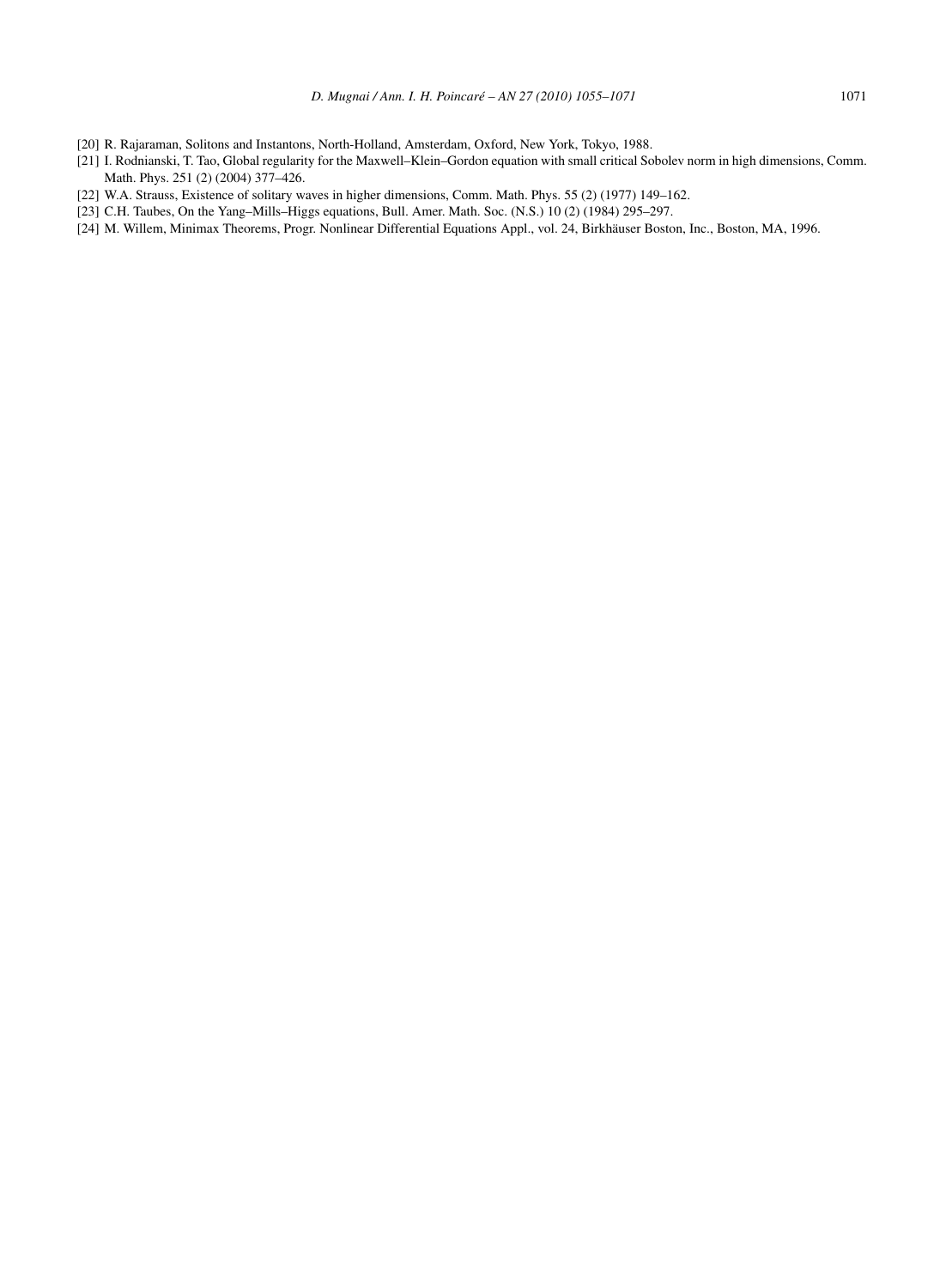[20] R. Rajaraman, Solitons and Instantons, North-Holland, Amsterdam, Oxford, New York, Tokyo, 1988.

[21] I. Rodnianski, T. Tao, Global regularity for the Maxwell–Klein–Gordon equation with small critical Sobolev norm in high dimensions, Comm. Math. Phys. 251 (2) (2004) 377–426.

[22] W.A. Strauss, Existence of solitary waves in higher dimensions, Comm. Math. Phys. 55 (2) (1977) 149–162.

[23] C.H. Taubes, On the Yang–Mills–Higgs equations, Bull. Amer. Math. Soc. (N.S.) 10 (2) (1984) 295–297.

[24] M. Willem, Minimax Theorems, Progr. Nonlinear Differential Equations Appl., vol. 24, Birkhäuser Boston, Inc., Boston, MA, 1996.